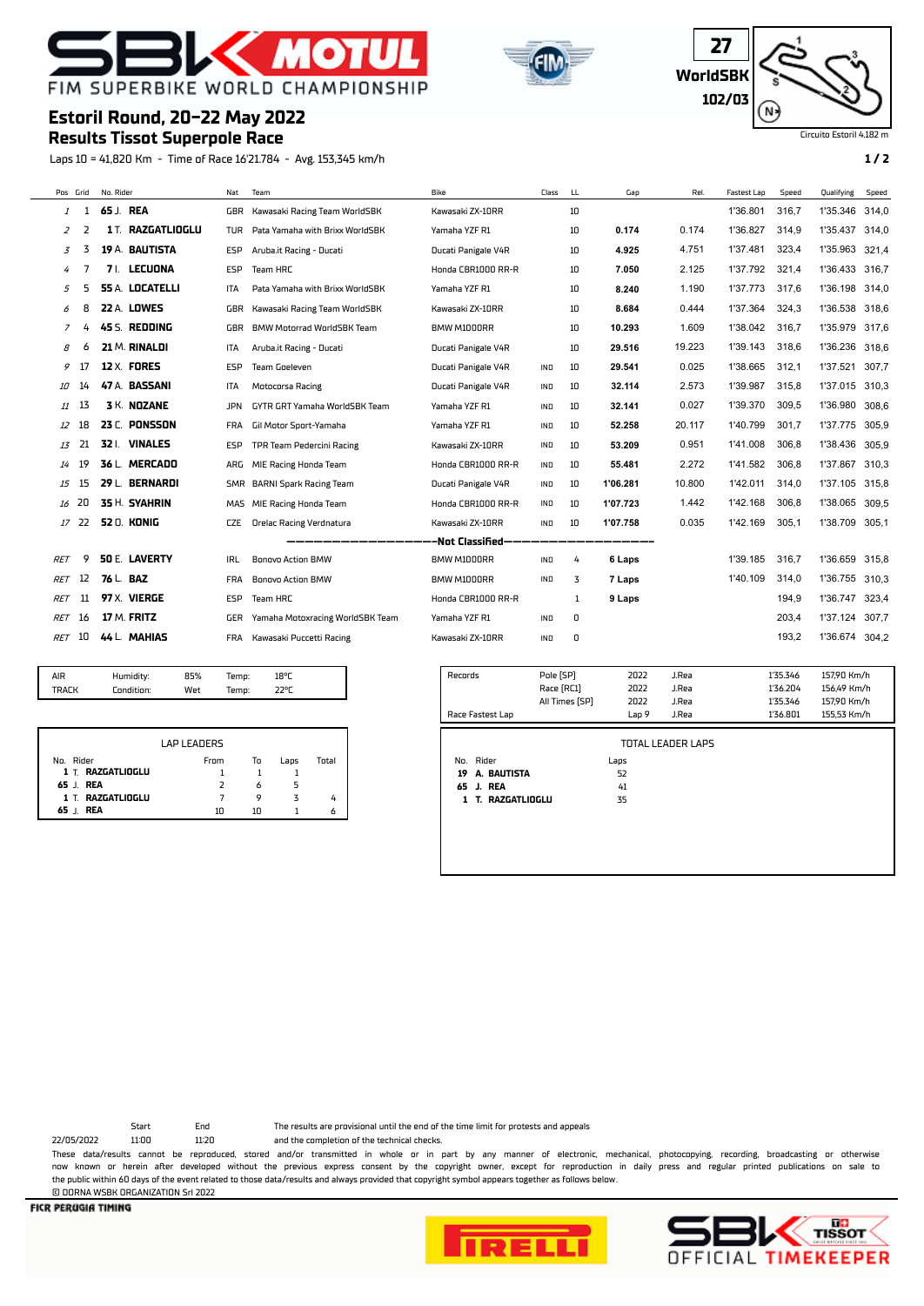# FIM SUPERBIKE WORLD CHAMPIONSHIP

27
WorldSBK
102/03

Circuito Estoril 4.182 m

## Estoril Round, 20-22 May 2022
## Results Tissot Superpole Race

Laps 10 = 41,820 Km - Time of Race 16'21.784 - Avg. 153,345 km/h

| Pos | Grid | No. | Rider | Nat | Team | Bike | Class | LL | Gap | Rel. | Fastest Lap | Speed | Qualifying | Speed |
|---|---|---|---|---|---|---|---|---|---|---|---|---|---|---|
| 1 | 1 | 65 | J. **REA** | GBR | Kawasaki Racing Team WorldSBK | Kawasaki ZX-10RR | | 10 | | | 1'36.801 | 316,7 | 1'35.346 | 314,0 |
| 2 | 2 | 1 | T. **RAZGATLIOGLU** | TUR | Pata Yamaha with Brixx WorldSBK | Yamaha YZF R1 | | 10 | 0.174 | 0.174 | 1'36.827 | 314,9 | 1'35.437 | 314,0 |
| 3 | 3 | 19 | A. **BAUTISTA** | ESP | Aruba.it Racing - Ducati | Ducati Panigale V4R | | 10 | 4.925 | 4.751 | 1'37.481 | 323,4 | 1'35.963 | 321,4 |
| 4 | 7 | 7 | I. **LECUONA** | ESP | Team HRC | Honda CBR1000 RR-R | | 10 | 7.050 | 2.125 | 1'37.792 | 321,4 | 1'36.433 | 316,7 |
| 5 | 5 | 55 | A. **LOCATELLI** | ITA | Pata Yamaha with Brixx WorldSBK | Yamaha YZF R1 | | 10 | 8.240 | 1.190 | 1'37.773 | 317,6 | 1'36.198 | 314,0 |
| 6 | 8 | 22 | A. **LOWES** | GBR | Kawasaki Racing Team WorldSBK | Kawasaki ZX-10RR | | 10 | 8.684 | 0.444 | 1'37.364 | 324,3 | 1'36.538 | 318,6 |
| 7 | 4 | 45 | S. **REDDING** | GBR | BMW Motorrad WorldSBK Team | BMW M1000RR | | 10 | 10.293 | 1.609 | 1'38.042 | 316,7 | 1'35.979 | 317,6 |
| 8 | 6 | 21 | M. **RINALDI** | ITA | Aruba.it Racing - Ducati | Ducati Panigale V4R | | 10 | 29.516 | 19.223 | 1'39.143 | 318,6 | 1'36.236 | 318,6 |
| 9 | 17 | 12 | X. **FORES** | ESP | Team Goeleven | Ducati Panigale V4R | IND | 10 | 29.541 | 0.025 | 1'38.665 | 312,1 | 1'37.521 | 307,7 |
| 10 | 14 | 47 | A. **BASSANI** | ITA | Motocorsa Racing | Ducati Panigale V4R | IND | 10 | 32.114 | 2.573 | 1'39.987 | 315,8 | 1'37.015 | 310,3 |
| 11 | 13 | 3 | K. **NOZANE** | JPN | GYTR GRT Yamaha WorldSBK Team | Yamaha YZF R1 | IND | 10 | 32.141 | 0.027 | 1'39.370 | 309,5 | 1'36.980 | 308,6 |
| 12 | 18 | 23 | C. **PONSSON** | FRA | Gil Motor Sport-Yamaha | Yamaha YZF R1 | IND | 10 | 52.258 | 20.117 | 1'40.799 | 301,7 | 1'37.775 | 305,9 |
| 13 | 21 | 32 | I. **VINALES** | ESP | TPR Team Pedercini Racing | Kawasaki ZX-10RR | IND | 10 | 53.209 | 0.951 | 1'41.008 | 306,8 | 1'38.436 | 305,9 |
| 14 | 19 | 36 | L. **MERCADO** | ARG | MIE Racing Honda Team | Honda CBR1000 RR-R | IND | 10 | 55.481 | 2.272 | 1'41.582 | 306,8 | 1'37.867 | 310,3 |
| 15 | 15 | 29 | L. **BERNARDI** | SMR | BARNI Spark Racing Team | Ducati Panigale V4R | IND | 10 | 1'06.281 | 10.800 | 1'42.011 | 314,0 | 1'37.105 | 315,8 |
| 16 | 20 | 35 | H. **SYAHRIN** | MAS | MIE Racing Honda Team | Honda CBR1000 RR-R | IND | 10 | 1'07.723 | 1.442 | 1'42.168 | 306,8 | 1'38.065 | 309,5 |
| 17 | 22 | 52 | O. **KONIG** | CZE | Orelac Racing Verdnatura | Kawasaki ZX-10RR | IND | 10 | 1'07.758 | 0.035 | 1'42.169 | 305,1 | 1'38.709 | 305,1 |
| | | | | | | **Not Classified** | | | | | | | | |
| RET | 9 | 50 | E. **LAVERTY** | IRL | Bonovo Action BMW | BMW M1000RR | IND | 4 | 6 Laps | | 1'39.185 | 316,7 | 1'36.659 | 315,8 |
| RET | 12 | 76 | L. **BAZ** | FRA | Bonovo Action BMW | BMW M1000RR | IND | 3 | 7 Laps | | 1'40.109 | 314,0 | 1'36.755 | 310,3 |
| RET | 11 | 97 | X. **VIERGE** | ESP | Team HRC | Honda CBR1000 RR-R | | 1 | 9 Laps | | | 194,9 | 1'36.747 | 323,4 |
| RET | 16 | 17 | M. **FRITZ** | GER | Yamaha Motoxracing WorldSBK Team | Yamaha YZF R1 | IND | 0 | | | | 203,4 | 1'37.124 | 307,7 |
| RET | 10 | 44 | L. **MAHIAS** | FRA | Kawasaki Puccetti Racing | Kawasaki ZX-10RR | IND | 0 | | | | 193,2 | 1'36.674 | 304,2 |

| | | | | |
|---|---|---|---|---|
| AIR | Humidity: | 85% | Temp: | 18°C |
| TRACK | Condition: | Wet | Temp: | 22°C |

| Records | | | | | |
|---|---|---|---|---|---|
| | Pole [SP] | 2022 | J.Rea | 1'35.346 | 157,90 Km/h |
| | Race [RC1] | 2022 | J.Rea | 1'36.204 | 156,49 Km/h |
| | All Times [SP] | 2022 | J.Rea | 1'35.346 | 157,90 Km/h |
| Race Fastest Lap | | Lap 9 | J.Rea | 1'36.801 | 155,53 Km/h |

**LAP LEADERS**

| No. | Rider | From | To | Laps | Total |
|---|---|---|---|---|---|
| 1 | T. **RAZGATLIOGLU** | 1 | 1 | 1 | |
| 65 | J. **REA** | 2 | 6 | 5 | |
| 1 | T. **RAZGATLIOGLU** | 7 | 9 | 3 | 4 |
| 65 | J. **REA** | 10 | 10 | 1 | 6 |

**TOTAL LEADER LAPS**

| No. | Rider | Laps |
|---|---|---|
| 19 | A. **BAUTISTA** | 52 |
| 65 | J. **REA** | 41 |
| 1 | T. **RAZGATLIOGLU** | 35 |

| | Start | End |
|---|---|---|
| 22/05/2022 | 11:00 | 11:20 |

The results are provisional until the end of the time limit for protests and appeals and the completion of the technical checks.

These data/results cannot be reproduced, stored and/or transmitted in whole or in part by any manner of electronic, mechanical, photocopying, recording, broadcasting or otherwise now known or herein after developed without the previous express consent by the copyright owner, except for reproduction in daily press and regular printed publications on sale to the public within 60 days of the event related to those data/results and always provided that copyright symbol appears together as follows below.

© DORNA WSBK ORGANIZATION Srl 2022

FICR PERUGIA TIMING

OFFICIAL TIMEKEEPER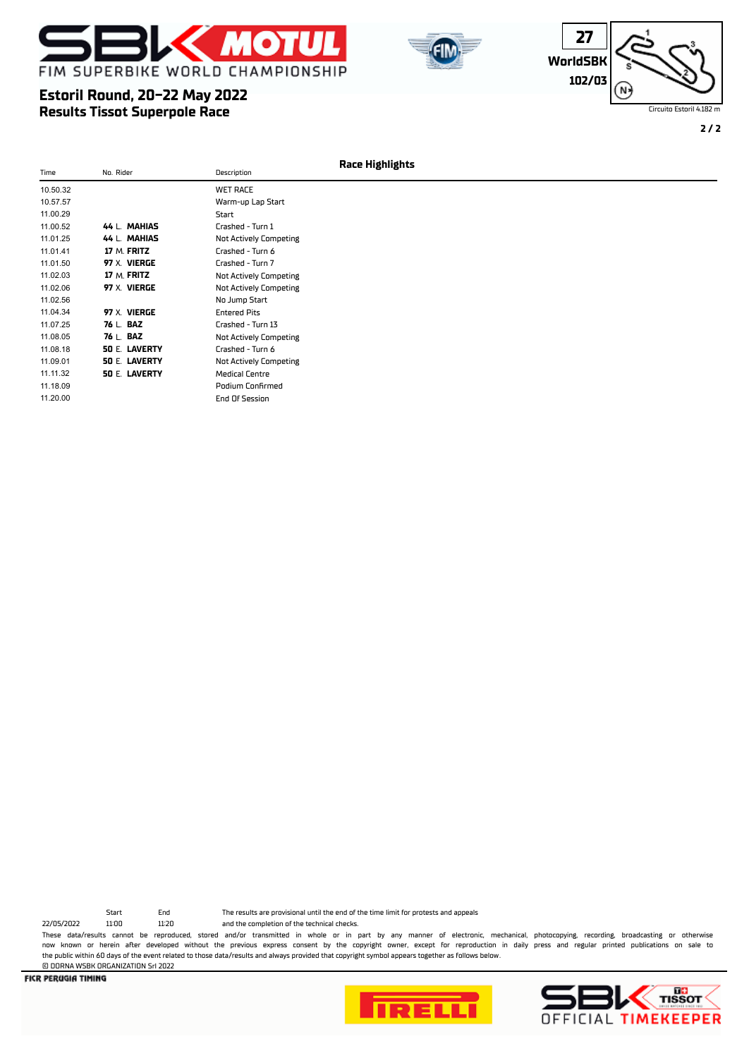# Estoril Round, 20-22 May 2022
## Results Tissot Superpole Race

27
WorldSBK
102/03

Circuito Estoril 4.182 m

### Race Highlights

| Time | No. Rider | Description |
|---|---|---|
| 10.50.32 | | WET RACE |
| 10.57.57 | | Warm-up Lap Start |
| 11.00.29 | | Start |
| 11.00.52 | **44** L. **MAHIAS** | Crashed - Turn 1 |
| 11.01.25 | **44** L. **MAHIAS** | Not Actively Competing |
| 11.01.41 | **17** M. **FRITZ** | Crashed - Turn 6 |
| 11.01.50 | **97** X. **VIERGE** | Crashed - Turn 7 |
| 11.02.03 | **17** M. **FRITZ** | Not Actively Competing |
| 11.02.06 | **97** X. **VIERGE** | Not Actively Competing |
| 11.02.56 | | No Jump Start |
| 11.04.34 | **97** X. **VIERGE** | Entered Pits |
| 11.07.25 | **76** L. **BAZ** | Crashed - Turn 13 |
| 11.08.05 | **76** L. **BAZ** | Not Actively Competing |
| 11.08.18 | **50** E. **LAVERTY** | Crashed - Turn 6 |
| 11.09.01 | **50** E. **LAVERTY** | Not Actively Competing |
| 11.11.32 | **50** E. **LAVERTY** | Medical Centre |
| 11.18.09 | | Podium Confirmed |
| 11.20.00 | | End Of Session |

| | Start | End |
|---|---|---|
| 22/05/2022 | 11:00 | 11:20 |

The results are provisional until the end of the time limit for protests and appeals and the completion of the technical checks.

These data/results cannot be reproduced, stored and/or transmitted in whole or in part by any manner of electronic, mechanical, photocopying, recording, broadcasting or otherwise now known or herein after developed without the previous express consent by the copyright owner, except for reproduction in daily press and regular printed publications on sale to the public within 60 days of the event related to those data/results and always provided that copyright symbol appears together as follows below.

© DORNA WSBK ORGANIZATION Srl 2022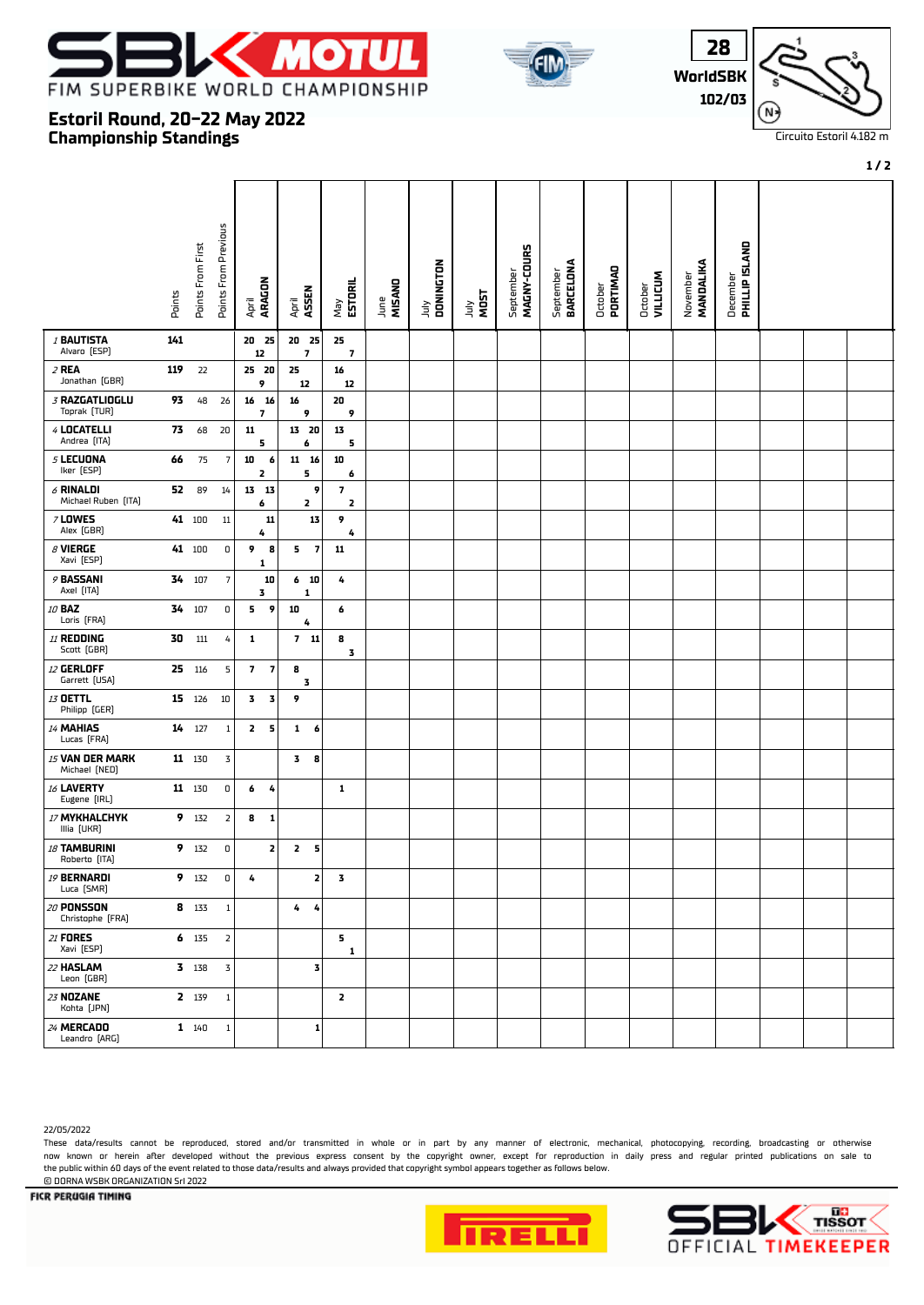# FIM SUPERBIKE WORLD CHAMPIONSHIP

**28**
**WorldSBK**
**102/03**

Circuito Estoril 4.182 m

## Estoril Round, 20-22 May 2022
## Championship Standings

| Rider | Points | Points From First | Points From Previous | April ARAGON | April ASSEN | May ESTORIL | June MISANO | July DONINGTON | July MOST | September MAGNY-COURS | September BARCELONA | October PORTIMAO | October VILLICUM | November MANDALIKA | December PHILLIP ISLAND |
|---|---|---|---|---|---|---|---|---|---|---|---|---|---|---|---|
| 1 **BAUTISTA** Alvaro [ESP] | **141** | | | 20 25<br>12 | 20 25<br>7 | 25<br>7 | | | | | | | | | |
| 2 **REA** Jonathan [GBR] | **119** | 22 | | 25 20<br>9 | 25<br>12 | 16<br>12 | | | | | | | | | |
| 3 **RAZGATLIOGLU** Toprak [TUR] | **93** | 48 | 26 | 16 16<br>7 | 16<br>9 | 20<br>9 | | | | | | | | | |
| 4 **LOCATELLI** Andrea [ITA] | **73** | 68 | 20 | 11<br>5 | 13 20<br>6 | 13<br>5 | | | | | | | | | |
| 5 **LECUONA** Iker [ESP] | **66** | 75 | 7 | 10 6<br>2 | 11 16<br>5 | 10<br>6 | | | | | | | | | |
| 6 **RINALDI** Michael Ruben [ITA] | **52** | 89 | 14 | 13 13<br>6 | 9<br>2 | 7<br>2 | | | | | | | | | |
| 7 **LOWES** Alex [GBR] | **41** | 100 | 11 | 11<br>4 | 13 | 9<br>4 | | | | | | | | | |
| 8 **VIERGE** Xavi [ESP] | **41** | 100 | 0 | 9 8<br>1 | 5 7 | 11 | | | | | | | | | |
| 9 **BASSANI** Axel [ITA] | **34** | 107 | 7 | 10<br>3 | 6 10<br>1 | 4 | | | | | | | | | |
| 10 **BAZ** Loris [FRA] | **34** | 107 | 0 | 5 9 | 10<br>4 | 6 | | | | | | | | | |
| 11 **REDDING** Scott [GBR] | **30** | 111 | 4 | 1 | 7 11 | 8<br>3 | | | | | | | | | |
| 12 **GERLOFF** Garrett [USA] | **25** | 116 | 5 | 7 7 | 8<br>3 | | | | | | | | | | |
| 13 **OETTL** Philipp [GER] | **15** | 126 | 10 | 3 3 | 9 | | | | | | | | | | |
| 14 **MAHIAS** Lucas [FRA] | **14** | 127 | 1 | 2 5 | 1 6 | | | | | | | | | | |
| 15 **VAN DER MARK** Michael [NED] | **11** | 130 | 3 | | 3 8 | | | | | | | | | | |
| 16 **LAVERTY** Eugene [IRL] | **11** | 130 | 0 | 6 4 | | 1 | | | | | | | | | |
| 17 **MYKHALCHYK** Illia [UKR] | **9** | 132 | 2 | 8 1 | | | | | | | | | | | |
| 18 **TAMBURINI** Roberto [ITA] | **9** | 132 | 0 | 2 | 2 5 | | | | | | | | | | |
| 19 **BERNARDI** Luca [SMR] | **9** | 132 | 0 | 4 | 2 | 3 | | | | | | | | | |
| 20 **PONSSON** Christophe [FRA] | **8** | 133 | 1 | | 4 4 | | | | | | | | | | |
| 21 **FORES** Xavi [ESP] | **6** | 135 | 2 | | | 5<br>1 | | | | | | | | | |
| 22 **HASLAM** Leon [GBR] | **3** | 138 | 3 | | 3 | | | | | | | | | | |
| 23 **NOZANE** Kohta [JPN] | **2** | 139 | 1 | | | 2 | | | | | | | | | |
| 24 **MERCADO** Leandro [ARG] | **1** | 140 | 1 | | 1 | | | | | | | | | | |

22/05/2022

These data/results cannot be reproduced, stored and/or transmitted in whole or in part by any manner of electronic, mechanical, photocopying, recording, broadcasting or otherwise now known or herein after developed without the previous express consent by the copyright owner, except for reproduction in daily press and regular printed publications on sale to the public within 60 days of the event related to those data/results and always provided that copyright symbol appears together as follows below.

© DORNA WSBK ORGANIZATION Srl 2022

FICR PERUGIA TIMING

SBK TISSOT OFFICIAL TIMEKEEPER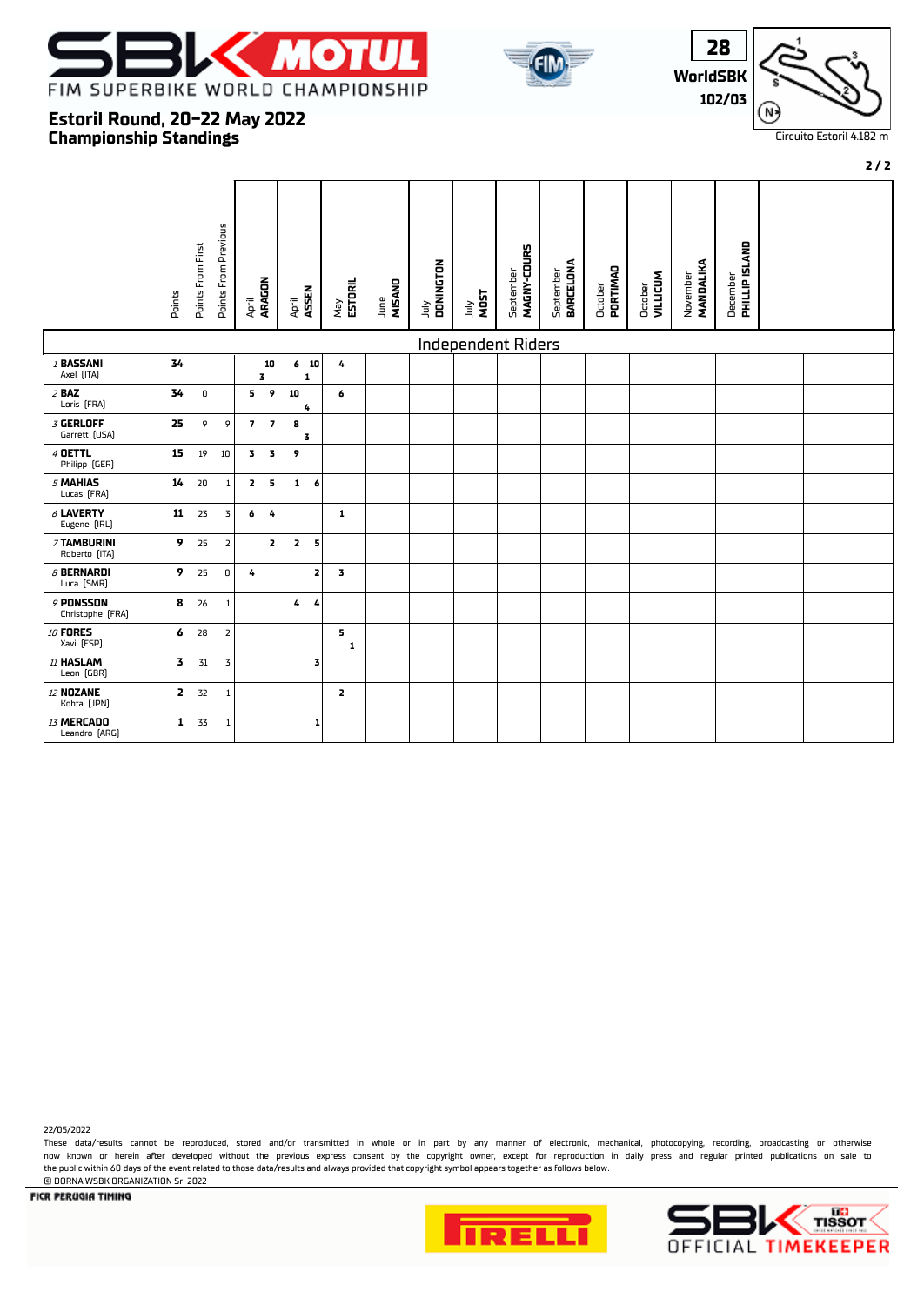# FIM SUPERBIKE WORLD CHAMPIONSHIP

## Estoril Round, 20-22 May 2022
## Championship Standings

28
WorldSBK
102/03

Circuito Estoril 4.182 m

### Independent Riders

| | Rider | Points | Points From First | Points From Previous | April ARAGON | April ASSEN | May ESTORIL | June MISANO | July DONINGTON | July MOST | September MAGNY-COURS | September BARCELONA | October PORTIMAO | October VILLICUM | November MANDALIKA | December PHILLIP ISLAND |
|---|---|---|---|---|---|---|---|---|---|---|---|---|---|---|---|---|
| 1 | BASSANI Axel [ITA] | 34 | | | 10 3 | 6 10 1 | 4 | | | | | | | | | |
| 2 | BAZ Loris [FRA] | 34 | 0 | | 5 9 | 10 4 | 6 | | | | | | | | | |
| 3 | GERLOFF Garrett [USA] | 25 | 9 | 9 | 7 7 | 8 3 | | | | | | | | | | |
| 4 | OETTL Philipp [GER] | 15 | 19 | 10 | 3 3 | 9 | | | | | | | | | | |
| 5 | MAHIAS Lucas [FRA] | 14 | 20 | 1 | 2 5 | 1 6 | | | | | | | | | | |
| 6 | LAVERTY Eugene [IRL] | 11 | 23 | 3 | 6 4 | | 1 | | | | | | | | | |
| 7 | TAMBURINI Roberto [ITA] | 9 | 25 | 2 | 2 | 2 5 | | | | | | | | | | |
| 8 | BERNARDI Luca [SMR] | 9 | 25 | 0 | 4 | 2 | 3 | | | | | | | | | |
| 9 | PONSSON Christophe [FRA] | 8 | 26 | 1 | | 4 4 | | | | | | | | | | |
| 10 | FORES Xavi [ESP] | 6 | 28 | 2 | | | 5 1 | | | | | | | | | |
| 11 | HASLAM Leon [GBR] | 3 | 31 | 3 | | 3 | | | | | | | | | | |
| 12 | NOZANE Kohta [JPN] | 2 | 32 | 1 | | | 2 | | | | | | | | | |
| 13 | MERCADO Leandro [ARG] | 1 | 33 | 1 | | 1 | | | | | | | | | | |

22/05/2022

These data/results cannot be reproduced, stored and/or transmitted in whole or in part by any manner of electronic, mechanical, photocopying, recording, broadcasting or otherwise now known or herein after developed without the previous express consent by the copyright owner, except for reproduction in daily press and regular printed publications on sale to the public within 60 days of the event related to those data/results and always provided that copyright symbol appears together as follows below.

© DORNA WSBK ORGANIZATION Srl 2022

FICR PERUGIA TIMING

SBK OFFICIAL TIMEKEEPER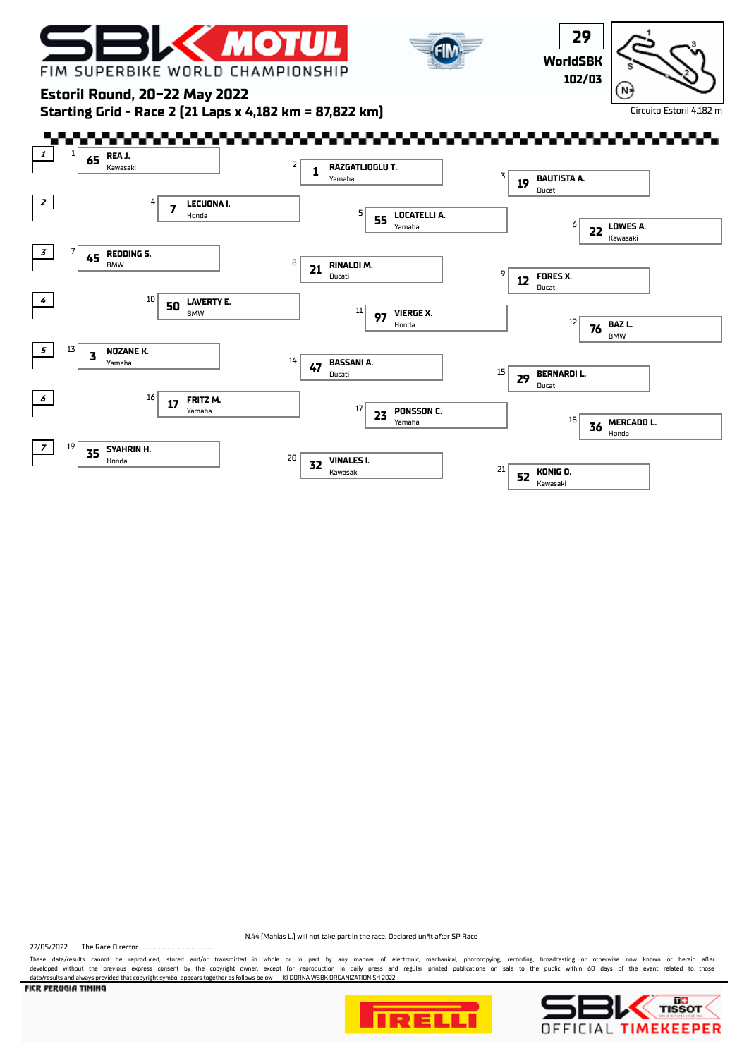# FIM SUPERBIKE WORLD CHAMPIONSHIP

**29**
**WorldSBK**
**102/03**

## Estoril Round, 20-22 May 2022

## Starting Grid - Race 2 (21 Laps x 4,182 km = 87,822 km)

Circuito Estoril 4.182 m

| Row | Pos | No. | Rider | Team |
| --- | --- | --- | --- | --- |
| 1 | 1 | 65 | REA J. | Kawasaki |
| 1 | 2 | 1 | RAZGATLIOGLU T. | Yamaha |
| 1 | 3 | 19 | BAUTISTA A. | Ducati |
| 2 | 4 | 7 | LECUONA I. | Honda |
| 2 | 5 | 55 | LOCATELLI A. | Yamaha |
| 2 | 6 | 22 | LOWES A. | Kawasaki |
| 3 | 7 | 45 | REDDING S. | BMW |
| 3 | 8 | 21 | RINALDI M. | Ducati |
| 3 | 9 | 12 | FORES X. | Ducati |
| 4 | 10 | 50 | LAVERTY E. | BMW |
| 4 | 11 | 97 | VIERGE X. | Honda |
| 4 | 12 | 76 | BAZ L. | BMW |
| 5 | 13 | 3 | NOZANE K. | Yamaha |
| 5 | 14 | 47 | BASSANI A. | Ducati |
| 5 | 15 | 29 | BERNARDI L. | Ducati |
| 6 | 16 | 17 | FRITZ M. | Yamaha |
| 6 | 17 | 23 | PONSSON C. | Yamaha |
| 6 | 18 | 36 | MERCADO L. | Honda |
| 7 | 19 | 35 | SYAHRIN H. | Honda |
| 7 | 20 | 32 | VINALES I. | Kawasaki |
| 7 | 21 | 52 | KONIG O. | Kawasaki |

N.44 (Mahias L.) will not take part in the race. Declared unfit after SP Race

22/05/2022 The Race Director ............................................

These data/results cannot be reproduced, stored and/or transmitted in whole or in part by any manner of electronic, mechanical, photocopying, recording, broadcasting or otherwise now known or herein after developed without the previous express consent by the copyright owner, except for reproduction in daily press and regular printed publications on sale to the public within 60 days of the event related to those data/results and always provided that copyright symbol appears together as follows below. © DORNA WSBK ORGANIZATION Srl 2022

FICR PERUGIA TIMING

OFFICIAL TIMEKEEPER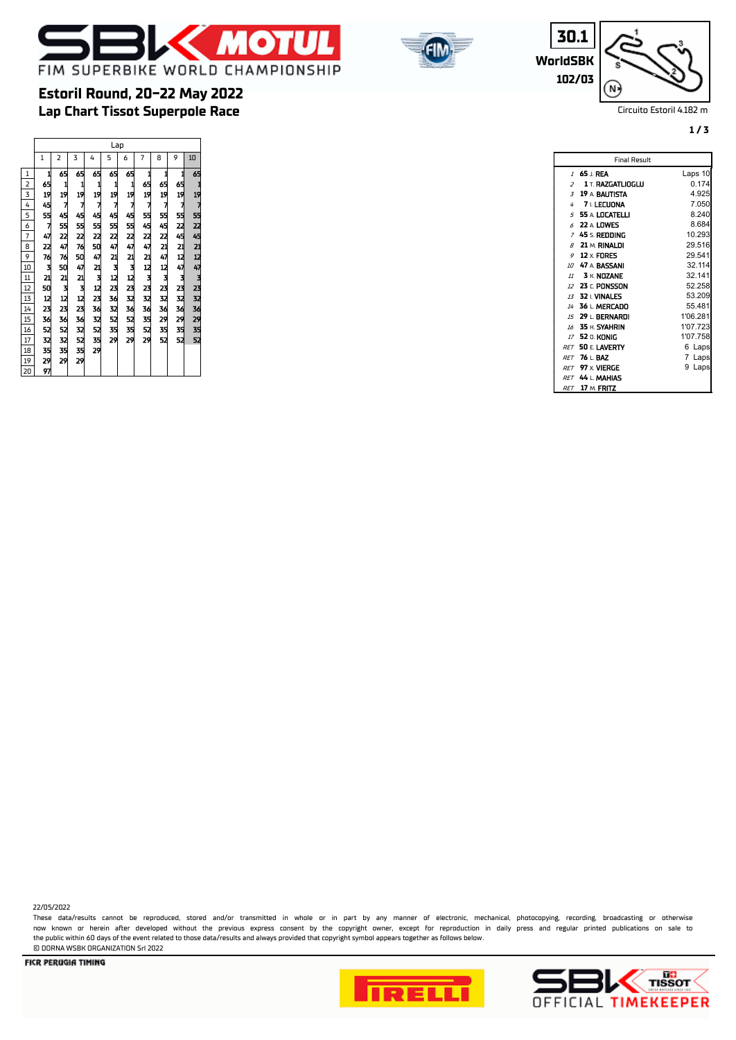# Estoril Round, 20-22 May 2022

## Lap Chart Tissot Superpole Race

30.1
WorldSBK
102/03

Circuito Estoril 4.182 m

| Pos | 1 | 2 | 3 | 4 | 5 | 6 | 7 | 8 | 9 | 10 |
|---|---|---|---|---|---|---|---|---|---|---|
| 1 | 1 | 65 | 65 | 65 | 65 | 65 | 1 | 1 | 1 | 65 |
| 2 | 65 | 1 | 1 | 1 | 1 | 1 | 65 | 65 | 65 | 1 |
| 3 | 19 | 19 | 19 | 19 | 19 | 19 | 19 | 19 | 19 | 19 |
| 4 | 45 | 7 | 7 | 7 | 7 | 7 | 7 | 7 | 7 | 7 |
| 5 | 55 | 45 | 45 | 45 | 45 | 45 | 55 | 55 | 55 | 55 |
| 6 | 7 | 55 | 55 | 55 | 55 | 55 | 45 | 45 | 22 | 22 |
| 7 | 47 | 22 | 22 | 22 | 22 | 22 | 22 | 22 | 45 | 45 |
| 8 | 22 | 47 | 76 | 50 | 47 | 47 | 47 | 21 | 21 | 21 |
| 9 | 76 | 76 | 50 | 47 | 21 | 21 | 21 | 47 | 12 | 12 |
| 10 | 3 | 50 | 47 | 21 | 3 | 3 | 12 | 12 | 47 | 47 |
| 11 | 21 | 21 | 21 | 3 | 12 | 12 | 3 | 3 | 3 | 3 |
| 12 | 50 | 3 | 3 | 12 | 23 | 23 | 23 | 23 | 23 | 23 |
| 13 | 12 | 12 | 12 | 23 | 36 | 32 | 32 | 32 | 32 | 32 |
| 14 | 23 | 23 | 23 | 36 | 32 | 36 | 36 | 36 | 36 | 36 |
| 15 | 36 | 36 | 36 | 32 | 52 | 52 | 35 | 29 | 29 | 29 |
| 16 | 52 | 52 | 32 | 52 | 35 | 35 | 52 | 35 | 35 | 35 |
| 17 | 32 | 32 | 52 | 35 | 29 | 29 | 29 | 52 | 52 | 52 |
| 18 | 35 | 35 | 35 | 29 | | | | | | |
| 19 | 29 | 29 | 29 | | | | | | | |
| 20 | 97 | | | | | | | | | |

| Final Result | | | |
|---|---|---|---|
| 1 | 65 | J. REA | Laps 10 |
| 2 | 1 | T. RAZGATLIOGLU | 0.174 |
| 3 | 19 | A. BAUTISTA | 4.925 |
| 4 | 7 | I. LECUONA | 7.050 |
| 5 | 55 | A. LOCATELLI | 8.240 |
| 6 | 22 | A. LOWES | 8.684 |
| 7 | 45 | S. REDDING | 10.293 |
| 8 | 21 | M. RINALDI | 29.516 |
| 9 | 12 | X. FORES | 29.541 |
| 10 | 47 | A. BASSANI | 32.114 |
| 11 | 3 | K. NOZANE | 32.141 |
| 12 | 23 | C. PONSSON | 52.258 |
| 13 | 32 | I. VINALES | 53.209 |
| 14 | 36 | L. MERCADO | 55.481 |
| 15 | 29 | L. BERNARDI | 1'06.281 |
| 16 | 35 | H. SYAHRIN | 1'07.723 |
| 17 | 52 | O. KONIG | 1'07.758 |
| RET | 50 | E. LAVERTY | 6 Laps |
| RET | 76 | L. BAZ | 7 Laps |
| RET | 97 | X. VIERGE | 9 Laps |
| RET | 44 | L. MAHIAS | |
| RET | 17 | M. FRITZ | |

22/05/2022

These data/results cannot be reproduced, stored and/or transmitted in whole or in part by any manner of electronic, mechanical, photocopying, recording, broadcasting or otherwise now known or herein after developed without the previous express consent by the copyright owner, except for reproduction in daily press and regular printed publications on sale to the public within 60 days of the event related to those data/results and always provided that copyright symbol appears together as follows below.

© DORNA WSBK ORGANIZATION Srl 2022

FICR PERUGIA TIMING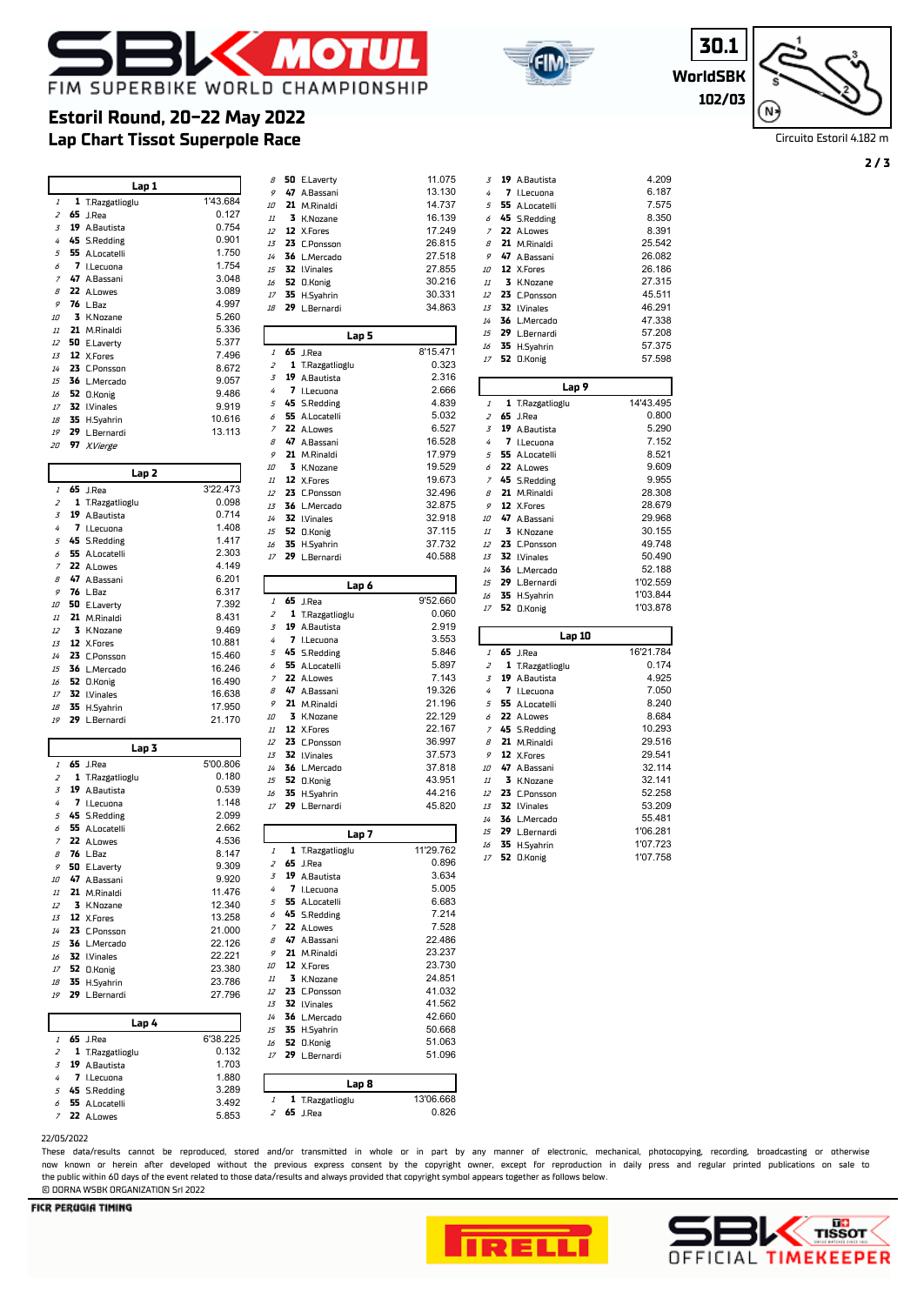# SBK MOTUL FIM SUPERBIKE WORLD CHAMPIONSHIP

**30.1**
**WorldSBK**
**102/03**

## Estoril Round, 20-22 May 2022
## Lap Chart Tissot Superpole Race

Circuito Estoril 4.182 m

### Lap 1

| Pos | No. | Rider | Time/Gap |
|---|---|---|---|
| 1 | 1 | T.Razgatlioglu | 1'43.684 |
| 2 | 65 | J.Rea | 0.127 |
| 3 | 19 | A.Bautista | 0.754 |
| 4 | 45 | S.Redding | 0.901 |
| 5 | 55 | A.Locatelli | 1.750 |
| 6 | 7 | I.Lecuona | 1.754 |
| 7 | 47 | A.Bassani | 3.048 |
| 8 | 22 | A.Lowes | 3.089 |
| 9 | 76 | L.Baz | 4.997 |
| 10 | 3 | K.Nozane | 5.260 |
| 11 | 21 | M.Rinaldi | 5.336 |
| 12 | 50 | E.Laverty | 5.377 |
| 13 | 12 | X.Fores | 7.496 |
| 14 | 23 | C.Ponsson | 8.672 |
| 15 | 36 | L.Mercado | 9.057 |
| 16 | 52 | O.Konig | 9.486 |
| 17 | 32 | I.Vinales | 9.919 |
| 18 | 35 | H.Syahrin | 10.616 |
| 19 | 29 | L.Bernardi | 13.113 |
| 20 | 97 | *X.Vierge* | |

### Lap 2

| Pos | No. | Rider | Time/Gap |
|---|---|---|---|
| 1 | 65 | J.Rea | 3'22.473 |
| 2 | 1 | T.Razgatlioglu | 0.098 |
| 3 | 19 | A.Bautista | 0.714 |
| 4 | 7 | I.Lecuona | 1.408 |
| 5 | 45 | S.Redding | 1.417 |
| 6 | 55 | A.Locatelli | 2.303 |
| 7 | 22 | A.Lowes | 4.149 |
| 8 | 47 | A.Bassani | 6.201 |
| 9 | 76 | L.Baz | 6.317 |
| 10 | 50 | E.Laverty | 7.392 |
| 11 | 21 | M.Rinaldi | 8.431 |
| 12 | 3 | K.Nozane | 9.469 |
| 13 | 12 | X.Fores | 10.881 |
| 14 | 23 | C.Ponsson | 15.460 |
| 15 | 36 | L.Mercado | 16.246 |
| 16 | 52 | O.Konig | 16.490 |
| 17 | 32 | I.Vinales | 16.638 |
| 18 | 35 | H.Syahrin | 17.950 |
| 19 | 29 | L.Bernardi | 21.170 |

### Lap 3

| Pos | No. | Rider | Time/Gap |
|---|---|---|---|
| 1 | 65 | J.Rea | 5'00.806 |
| 2 | 1 | T.Razgatlioglu | 0.180 |
| 3 | 19 | A.Bautista | 0.539 |
| 4 | 7 | I.Lecuona | 1.148 |
| 5 | 45 | S.Redding | 2.099 |
| 6 | 55 | A.Locatelli | 2.662 |
| 7 | 22 | A.Lowes | 4.536 |
| 8 | 76 | L.Baz | 8.147 |
| 9 | 50 | E.Laverty | 9.309 |
| 10 | 47 | A.Bassani | 9.920 |
| 11 | 21 | M.Rinaldi | 11.476 |
| 12 | 3 | K.Nozane | 12.340 |
| 13 | 12 | X.Fores | 13.258 |
| 14 | 23 | C.Ponsson | 21.000 |
| 15 | 36 | L.Mercado | 22.126 |
| 16 | 32 | I.Vinales | 22.221 |
| 17 | 52 | O.Konig | 23.380 |
| 18 | 35 | H.Syahrin | 23.786 |
| 19 | 29 | L.Bernardi | 27.796 |

### Lap 4

| Pos | No. | Rider | Time/Gap |
|---|---|---|---|
| 1 | 65 | J.Rea | 6'38.225 |
| 2 | 1 | T.Razgatlioglu | 0.132 |
| 3 | 19 | A.Bautista | 1.703 |
| 4 | 7 | I.Lecuona | 1.880 |
| 5 | 45 | S.Redding | 3.289 |
| 6 | 55 | A.Locatelli | 3.492 |
| 7 | 22 | A.Lowes | 5.853 |
| 8 | 50 | E.Laverty | 11.075 |
| 9 | 47 | A.Bassani | 13.130 |
| 10 | 21 | M.Rinaldi | 14.737 |
| 11 | 3 | K.Nozane | 16.139 |
| 12 | 12 | X.Fores | 17.249 |
| 13 | 23 | C.Ponsson | 26.815 |
| 14 | 36 | L.Mercado | 27.518 |
| 15 | 32 | I.Vinales | 27.855 |
| 16 | 52 | O.Konig | 30.216 |
| 17 | 35 | H.Syahrin | 30.331 |
| 18 | 29 | L.Bernardi | 34.863 |

### Lap 5

| Pos | No. | Rider | Time/Gap |
|---|---|---|---|
| 1 | 65 | J.Rea | 8'15.471 |
| 2 | 1 | T.Razgatlioglu | 0.323 |
| 3 | 19 | A.Bautista | 2.316 |
| 4 | 7 | I.Lecuona | 2.666 |
| 5 | 45 | S.Redding | 4.839 |
| 6 | 55 | A.Locatelli | 5.032 |
| 7 | 22 | A.Lowes | 6.527 |
| 8 | 47 | A.Bassani | 16.528 |
| 9 | 21 | M.Rinaldi | 17.979 |
| 10 | 3 | K.Nozane | 19.529 |
| 11 | 12 | X.Fores | 19.673 |
| 12 | 23 | C.Ponsson | 32.496 |
| 13 | 36 | L.Mercado | 32.875 |
| 14 | 32 | I.Vinales | 32.918 |
| 15 | 52 | O.Konig | 37.115 |
| 16 | 35 | H.Syahrin | 37.732 |
| 17 | 29 | L.Bernardi | 40.588 |

### Lap 6

| Pos | No. | Rider | Time/Gap |
|---|---|---|---|
| 1 | 65 | J.Rea | 9'52.660 |
| 2 | 1 | T.Razgatlioglu | 0.060 |
| 3 | 19 | A.Bautista | 2.919 |
| 4 | 7 | I.Lecuona | 3.553 |
| 5 | 45 | S.Redding | 5.846 |
| 6 | 55 | A.Locatelli | 5.897 |
| 7 | 22 | A.Lowes | 7.143 |
| 8 | 47 | A.Bassani | 19.326 |
| 9 | 21 | M.Rinaldi | 21.196 |
| 10 | 3 | K.Nozane | 22.129 |
| 11 | 12 | X.Fores | 22.167 |
| 12 | 23 | C.Ponsson | 36.997 |
| 13 | 32 | I.Vinales | 37.573 |
| 14 | 36 | L.Mercado | 37.818 |
| 15 | 52 | O.Konig | 43.951 |
| 16 | 35 | H.Syahrin | 44.216 |
| 17 | 29 | L.Bernardi | 45.820 |

### Lap 7

| Pos | No. | Rider | Time/Gap |
|---|---|---|---|
| 1 | 1 | T.Razgatlioglu | 11'29.762 |
| 2 | 65 | J.Rea | 0.896 |
| 3 | 19 | A.Bautista | 3.634 |
| 4 | 7 | I.Lecuona | 5.005 |
| 5 | 55 | A.Locatelli | 6.683 |
| 6 | 45 | S.Redding | 7.214 |
| 7 | 22 | A.Lowes | 7.528 |
| 8 | 47 | A.Bassani | 22.486 |
| 9 | 21 | M.Rinaldi | 23.237 |
| 10 | 12 | X.Fores | 23.730 |
| 11 | 3 | K.Nozane | 24.851 |
| 12 | 23 | C.Ponsson | 41.032 |
| 13 | 32 | I.Vinales | 41.562 |
| 14 | 36 | L.Mercado | 42.660 |
| 15 | 35 | H.Syahrin | 50.668 |
| 16 | 52 | O.Konig | 51.063 |
| 17 | 29 | L.Bernardi | 51.096 |

### Lap 8

| Pos | No. | Rider | Time/Gap |
|---|---|---|---|
| 1 | 1 | T.Razgatlioglu | 13'06.668 |
| 2 | 65 | J.Rea | 0.826 |
| 3 | 19 | A.Bautista | 4.209 |
| 4 | 7 | I.Lecuona | 6.187 |
| 5 | 55 | A.Locatelli | 7.575 |
| 6 | 45 | S.Redding | 8.350 |
| 7 | 22 | A.Lowes | 8.391 |
| 8 | 21 | M.Rinaldi | 25.542 |
| 9 | 47 | A.Bassani | 26.082 |
| 10 | 12 | X.Fores | 26.186 |
| 11 | 3 | K.Nozane | 27.315 |
| 12 | 23 | C.Ponsson | 45.511 |
| 13 | 32 | I.Vinales | 46.291 |
| 14 | 36 | L.Mercado | 47.338 |
| 15 | 29 | L.Bernardi | 57.208 |
| 16 | 35 | H.Syahrin | 57.375 |
| 17 | 52 | O.Konig | 57.598 |

### Lap 9

| Pos | No. | Rider | Time/Gap |
|---|---|---|---|
| 1 | 1 | T.Razgatlioglu | 14'43.495 |
| 2 | 65 | J.Rea | 0.800 |
| 3 | 19 | A.Bautista | 5.290 |
| 4 | 7 | I.Lecuona | 7.152 |
| 5 | 55 | A.Locatelli | 8.521 |
| 6 | 22 | A.Lowes | 9.609 |
| 7 | 45 | S.Redding | 9.955 |
| 8 | 21 | M.Rinaldi | 28.308 |
| 9 | 12 | X.Fores | 28.679 |
| 10 | 47 | A.Bassani | 29.968 |
| 11 | 3 | K.Nozane | 30.155 |
| 12 | 23 | C.Ponsson | 49.748 |
| 13 | 32 | I.Vinales | 50.490 |
| 14 | 36 | L.Mercado | 52.188 |
| 15 | 29 | L.Bernardi | 1'02.559 |
| 16 | 35 | H.Syahrin | 1'03.844 |
| 17 | 52 | O.Konig | 1'03.878 |

### Lap 10

| Pos | No. | Rider | Time/Gap |
|---|---|---|---|
| 1 | 65 | J.Rea | 16'21.784 |
| 2 | 1 | T.Razgatlioglu | 0.174 |
| 3 | 19 | A.Bautista | 4.925 |
| 4 | 7 | I.Lecuona | 7.050 |
| 5 | 55 | A.Locatelli | 8.240 |
| 6 | 22 | A.Lowes | 8.684 |
| 7 | 45 | S.Redding | 10.293 |
| 8 | 21 | M.Rinaldi | 29.516 |
| 9 | 12 | X.Fores | 29.541 |
| 10 | 47 | A.Bassani | 32.114 |
| 11 | 3 | K.Nozane | 32.141 |
| 12 | 23 | C.Ponsson | 52.258 |
| 13 | 32 | I.Vinales | 53.209 |
| 14 | 36 | L.Mercado | 55.481 |
| 15 | 29 | L.Bernardi | 1'06.281 |
| 16 | 35 | H.Syahrin | 1'07.723 |
| 17 | 52 | O.Konig | 1'07.758 |

22/05/2022

These data/results cannot be reproduced, stored and/or transmitted in whole or in part by any manner of electronic, mechanical, photocopying, recording, broadcasting or otherwise now known or herein after developed without the previous express consent by the copyright owner, except for reproduction in daily press and regular printed publications on sale to the public within 60 days of the event related to those data/results and always provided that copyright symbol appears together as follows below.
© DORNA WSBK ORGANIZATION Srl 2022

FICR PERUGIA TIMING

PIRELLI — SBK TISSOT OFFICIAL TIMEKEEPER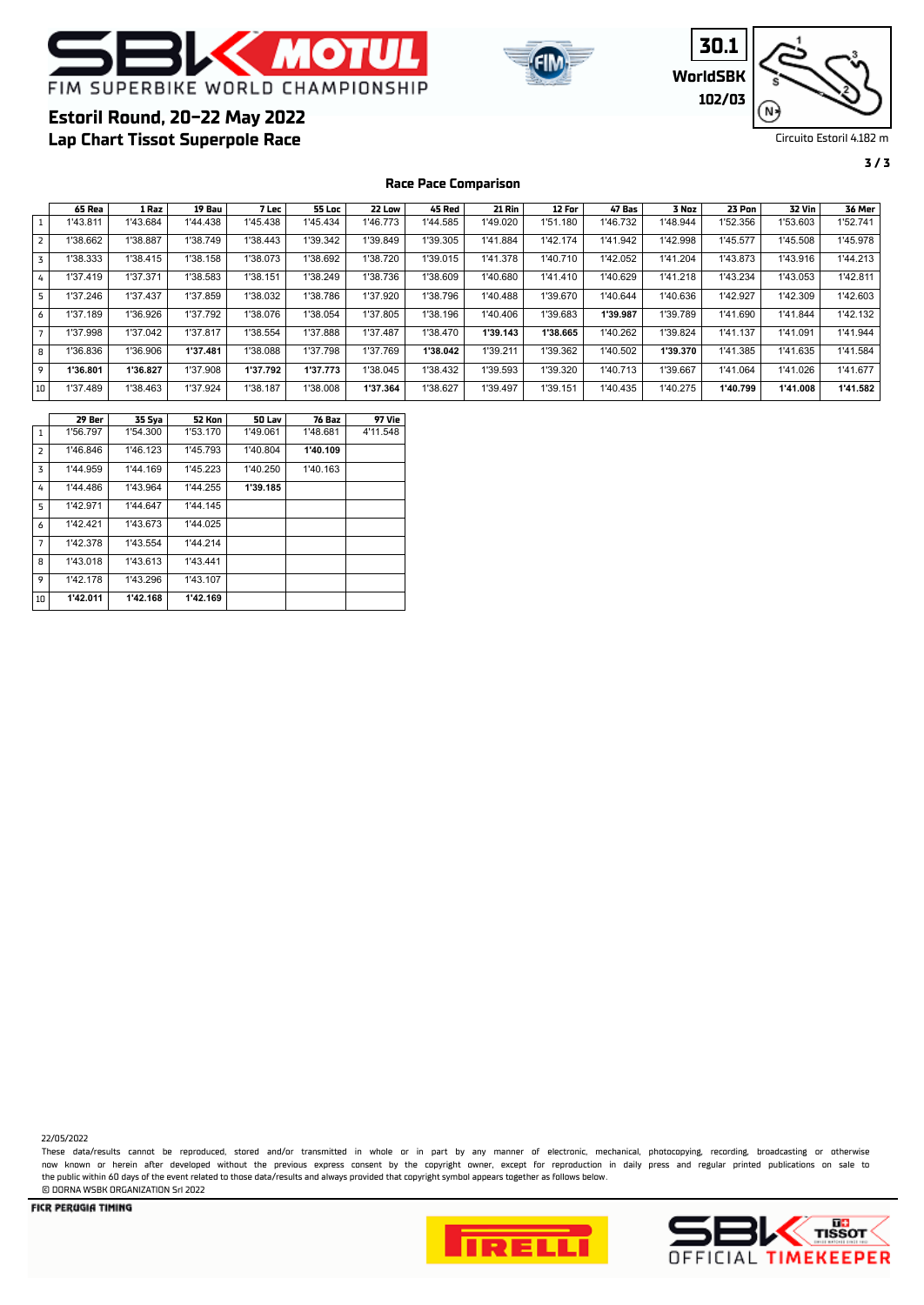# Estoril Round, 20-22 May 2022

## Lap Chart Tissot Superpole Race

30.1 WorldSBK 102/03

Circuito Estoril 4.182 m

### Race Pace Comparison

| | 65 Rea | 1 Raz | 19 Bau | 7 Lec | 55 Loc | 22 Low | 45 Red | 21 Rin | 12 For | 47 Bas | 3 Noz | 23 Pon | 32 Vin | 36 Mer |
|---|---|---|---|---|---|---|---|---|---|---|---|---|---|---|
| 1 | 1'43.811 | 1'43.684 | 1'44.438 | 1'45.438 | 1'45.434 | 1'46.773 | 1'44.585 | 1'49.020 | 1'51.180 | 1'46.732 | 1'48.944 | 1'52.356 | 1'53.603 | 1'52.741 |
| 2 | 1'38.662 | 1'38.887 | 1'38.749 | 1'38.443 | 1'39.342 | 1'39.849 | 1'39.305 | 1'41.884 | 1'42.174 | 1'41.942 | 1'42.998 | 1'45.577 | 1'45.508 | 1'45.978 |
| 3 | 1'38.333 | 1'38.415 | 1'38.158 | 1'38.073 | 1'38.692 | 1'38.720 | 1'39.015 | 1'41.378 | 1'40.710 | 1'42.052 | 1'41.204 | 1'43.873 | 1'43.916 | 1'44.213 |
| 4 | 1'37.419 | 1'37.371 | 1'38.583 | 1'38.151 | 1'38.249 | 1'38.736 | 1'38.609 | 1'40.680 | 1'41.410 | 1'40.629 | 1'41.218 | 1'43.234 | 1'43.053 | 1'42.811 |
| 5 | 1'37.246 | 1'37.437 | 1'37.859 | 1'38.032 | 1'38.786 | 1'37.920 | 1'38.796 | 1'40.488 | 1'39.670 | 1'40.644 | 1'40.636 | 1'42.927 | 1'42.309 | 1'42.603 |
| 6 | 1'37.189 | 1'36.926 | 1'37.792 | 1'38.076 | 1'38.054 | 1'37.805 | 1'38.196 | 1'40.406 | 1'39.683 | **1'39.987** | 1'39.789 | 1'41.690 | 1'41.844 | 1'42.132 |
| 7 | 1'37.998 | 1'37.042 | 1'37.817 | 1'38.554 | 1'37.888 | 1'37.487 | 1'38.470 | **1'39.143** | **1'38.665** | 1'40.262 | 1'39.824 | 1'41.137 | 1'41.091 | 1'41.944 |
| 8 | 1'36.836 | 1'36.906 | **1'37.481** | 1'38.088 | 1'37.798 | 1'37.769 | **1'38.042** | 1'39.211 | 1'39.362 | 1'40.502 | **1'39.370** | 1'41.385 | 1'41.635 | 1'41.584 |
| 9 | **1'36.801** | **1'36.827** | 1'37.908 | **1'37.792** | **1'37.773** | 1'38.045 | 1'38.432 | 1'39.593 | 1'39.320 | 1'40.713 | 1'39.667 | 1'41.064 | 1'41.026 | 1'41.677 |
| 10 | 1'37.489 | 1'38.463 | 1'37.924 | 1'38.187 | 1'38.008 | **1'37.364** | 1'38.627 | 1'39.497 | 1'39.151 | 1'40.435 | 1'40.275 | **1'40.799** | **1'41.008** | **1'41.582** |

| | 29 Ber | 35 Sya | 52 Kon | 50 Lav | 76 Baz | 97 Vie |
|---|---|---|---|---|---|---|
| 1 | 1'56.797 | 1'54.300 | 1'53.170 | 1'49.061 | 1'48.681 | 4'11.548 |
| 2 | 1'46.846 | 1'46.123 | 1'45.793 | 1'40.804 | **1'40.109** | |
| 3 | 1'44.959 | 1'44.169 | 1'45.223 | 1'40.250 | 1'40.163 | |
| 4 | 1'44.486 | 1'43.964 | 1'44.255 | **1'39.185** | | |
| 5 | 1'42.971 | 1'44.647 | 1'44.145 | | | |
| 6 | 1'42.421 | 1'43.673 | 1'44.025 | | | |
| 7 | 1'42.378 | 1'43.554 | 1'44.214 | | | |
| 8 | 1'43.018 | 1'43.613 | 1'43.441 | | | |
| 9 | 1'42.178 | 1'43.296 | 1'43.107 | | | |
| 10 | **1'42.011** | **1'42.168** | **1'42.169** | | | |

22/05/2022

These data/results cannot be reproduced, stored and/or transmitted in whole or in part by any manner of electronic, mechanical, photocopying, recording, broadcasting or otherwise now known or herein after developed without the previous express consent by the copyright owner, except for reproduction in daily press and regular printed publications on sale to the public within 60 days of the event related to those data/results and always provided that copyright symbol appears together as follows below.

© DORNA WSBK ORGANIZATION Srl 2022

FICR PERUGIA TIMING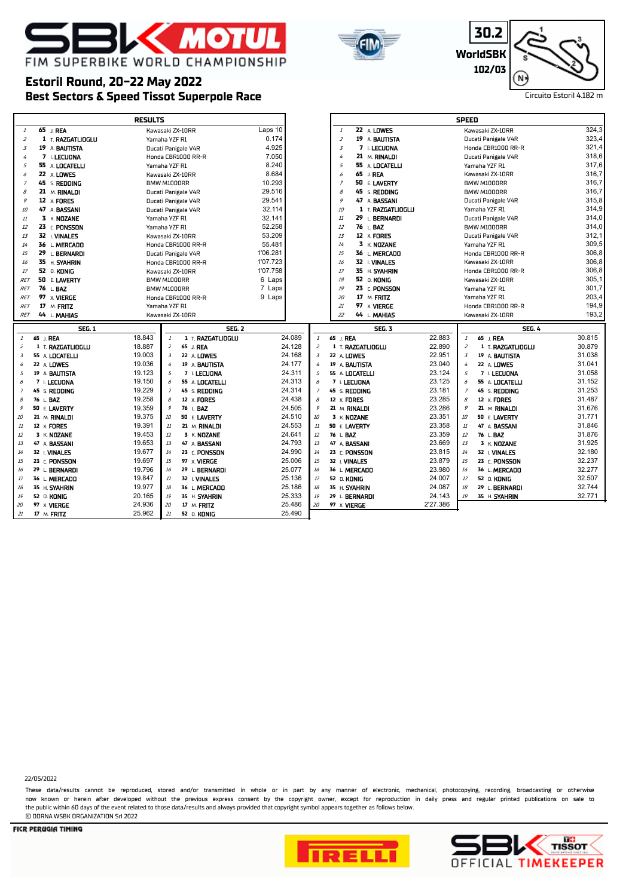# FIM SUPERBIKE WORLD CHAMPIONSHIP

## Estoril Round, 20-22 May 2022
## Best Sectors & Speed Tissot Superpole Race

30.2
WorldSBK
102/03

Circuito Estoril 4.182 m

### RESULTS

| Pos | No | Rider | Bike | Gap |
|---|---|---|---|---|
| 1 | 65 | J. REA | Kawasaki ZX-10RR | Laps 10 |
| 2 | 1 | T. RAZGATLIOGLU | Yamaha YZF R1 | 0.174 |
| 3 | 19 | A. BAUTISTA | Ducati Panigale V4R | 4.925 |
| 4 | 7 | I. LECUONA | Honda CBR1000 RR-R | 7.050 |
| 5 | 55 | A. LOCATELLI | Yamaha YZF R1 | 8.240 |
| 6 | 22 | A. LOWES | Kawasaki ZX-10RR | 8.684 |
| 7 | 45 | S. REDDING | BMW M1000RR | 10.293 |
| 8 | 21 | M. RINALDI | Ducati Panigale V4R | 29.516 |
| 9 | 12 | X. FORES | Ducati Panigale V4R | 29.541 |
| 10 | 47 | A. BASSANI | Ducati Panigale V4R | 32.114 |
| 11 | 3 | K. NOZANE | Yamaha YZF R1 | 32.141 |
| 12 | 23 | C. PONSSON | Yamaha YZF R1 | 52.258 |
| 13 | 32 | I. VINALES | Kawasaki ZX-10RR | 53.209 |
| 14 | 36 | L. MERCADO | Honda CBR1000 RR-R | 55.481 |
| 15 | 29 | L. BERNARDI | Ducati Panigale V4R | 1'06.281 |
| 16 | 35 | H. SYAHRIN | Honda CBR1000 RR-R | 1'07.723 |
| 17 | 52 | O. KONIG | Kawasaki ZX-10RR | 1'07.758 |
| RET | 50 | E. LAVERTY | BMW M1000RR | 6 Laps |
| RET | 76 | L. BAZ | BMW M1000RR | 7 Laps |
| RET | 97 | X. VIERGE | Honda CBR1000 RR-R | 9 Laps |
| RET | 17 | M. FRITZ | Yamaha YZF R1 | |
| RET | 44 | L. MAHIAS | Kawasaki ZX-10RR | |

### SPEED

| Pos | No | Rider | Bike | Speed |
|---|---|---|---|---|
| 1 | 22 | A. LOWES | Kawasaki ZX-10RR | 324,3 |
| 2 | 19 | A. BAUTISTA | Ducati Panigale V4R | 323,4 |
| 3 | 7 | I. LECUONA | Honda CBR1000 RR-R | 321,4 |
| 4 | 21 | M. RINALDI | Ducati Panigale V4R | 318,6 |
| 5 | 55 | A. LOCATELLI | Yamaha YZF R1 | 317,6 |
| 6 | 65 | J. REA | Kawasaki ZX-10RR | 316,7 |
| 7 | 50 | E. LAVERTY | BMW M1000RR | 316,7 |
| 8 | 45 | S. REDDING | BMW M1000RR | 316,7 |
| 9 | 47 | A. BASSANI | Ducati Panigale V4R | 315,8 |
| 10 | 1 | T. RAZGATLIOGLU | Yamaha YZF R1 | 314,9 |
| 11 | 29 | L. BERNARDI | Ducati Panigale V4R | 314,0 |
| 12 | 76 | L. BAZ | BMW M1000RR | 314,0 |
| 13 | 12 | X. FORES | Ducati Panigale V4R | 312,1 |
| 14 | 3 | K. NOZANE | Yamaha YZF R1 | 309,5 |
| 15 | 36 | L. MERCADO | Honda CBR1000 RR-R | 306,8 |
| 16 | 32 | I. VINALES | Kawasaki ZX-10RR | 306,8 |
| 17 | 35 | H. SYAHRIN | Honda CBR1000 RR-R | 306,8 |
| 18 | 52 | O. KONIG | Kawasaki ZX-10RR | 305,1 |
| 19 | 23 | C. PONSSON | Yamaha YZF R1 | 301,7 |
| 20 | 17 | M. FRITZ | Yamaha YZF R1 | 203,4 |
| 21 | 97 | X. VIERGE | Honda CBR1000 RR-R | 194,9 |
| 22 | 44 | L. MAHIAS | Kawasaki ZX-10RR | 193,2 |

### SEG. 1

| Pos | No | Rider | Time |
|---|---|---|---|
| 1 | 65 | J. REA | 18.843 |
| 2 | 1 | T. RAZGATLIOGLU | 18.887 |
| 3 | 55 | A. LOCATELLI | 19.003 |
| 4 | 22 | A. LOWES | 19.036 |
| 5 | 19 | A. BAUTISTA | 19.123 |
| 6 | 7 | I. LECUONA | 19.150 |
| 7 | 45 | S. REDDING | 19.229 |
| 8 | 76 | L. BAZ | 19.258 |
| 9 | 50 | E. LAVERTY | 19.359 |
| 10 | 21 | M. RINALDI | 19.375 |
| 11 | 12 | X. FORES | 19.391 |
| 12 | 3 | K. NOZANE | 19.453 |
| 13 | 47 | A. BASSANI | 19.653 |
| 14 | 32 | I. VINALES | 19.677 |
| 15 | 23 | C. PONSSON | 19.697 |
| 16 | 29 | L. BERNARDI | 19.796 |
| 17 | 36 | L. MERCADO | 19.847 |
| 18 | 35 | H. SYAHRIN | 19.977 |
| 19 | 52 | O. KONIG | 20.165 |
| 20 | 97 | X. VIERGE | 24.936 |
| 21 | 17 | M. FRITZ | 25.962 |

### SEG. 2

| Pos | No | Rider | Time |
|---|---|---|---|
| 1 | 1 | T. RAZGATLIOGLU | 24.089 |
| 2 | 65 | J. REA | 24.128 |
| 3 | 22 | A. LOWES | 24.168 |
| 4 | 19 | A. BAUTISTA | 24.177 |
| 5 | 7 | I. LECUONA | 24.311 |
| 6 | 55 | A. LOCATELLI | 24.313 |
| 7 | 45 | S. REDDING | 24.314 |
| 8 | 12 | X. FORES | 24.438 |
| 9 | 76 | L. BAZ | 24.505 |
| 10 | 50 | E. LAVERTY | 24.510 |
| 11 | 21 | M. RINALDI | 24.553 |
| 12 | 3 | K. NOZANE | 24.641 |
| 13 | 47 | A. BASSANI | 24.793 |
| 14 | 23 | C. PONSSON | 24.990 |
| 15 | 97 | X. VIERGE | 25.006 |
| 16 | 29 | L. BERNARDI | 25.077 |
| 17 | 32 | I. VINALES | 25.136 |
| 18 | 36 | L. MERCADO | 25.186 |
| 19 | 35 | H. SYAHRIN | 25.333 |
| 20 | 17 | M. FRITZ | 25.486 |
| 21 | 52 | O. KONIG | 25.490 |

### SEG. 3

| Pos | No | Rider | Time |
|---|---|---|---|
| 1 | 65 | J. REA | 22.883 |
| 2 | 1 | T. RAZGATLIOGLU | 22.890 |
| 3 | 22 | A. LOWES | 22.951 |
| 4 | 19 | A. BAUTISTA | 23.040 |
| 5 | 55 | A. LOCATELLI | 23.124 |
| 6 | 7 | I. LECUONA | 23.125 |
| 7 | 45 | S. REDDING | 23.181 |
| 8 | 12 | X. FORES | 23.285 |
| 9 | 21 | M. RINALDI | 23.286 |
| 10 | 3 | K. NOZANE | 23.351 |
| 11 | 50 | E. LAVERTY | 23.358 |
| 12 | 76 | L. BAZ | 23.359 |
| 13 | 47 | A. BASSANI | 23.669 |
| 14 | 23 | C. PONSSON | 23.815 |
| 15 | 32 | I. VINALES | 23.879 |
| 16 | 36 | L. MERCADO | 23.980 |
| 17 | 52 | O. KONIG | 24.007 |
| 18 | 35 | H. SYAHRIN | 24.087 |
| 19 | 29 | L. BERNARDI | 24.143 |
| 20 | 97 | X. VIERGE | 2'27.386 |

### SEG. 4

| Pos | No | Rider | Time |
|---|---|---|---|
| 1 | 65 | J. REA | 30.815 |
| 2 | 1 | T. RAZGATLIOGLU | 30.879 |
| 3 | 19 | A. BAUTISTA | 31.038 |
| 4 | 22 | A. LOWES | 31.041 |
| 5 | 7 | I. LECUONA | 31.058 |
| 6 | 55 | A. LOCATELLI | 31.152 |
| 7 | 45 | S. REDDING | 31.253 |
| 8 | 12 | X. FORES | 31.487 |
| 9 | 21 | M. RINALDI | 31.676 |
| 10 | 50 | E. LAVERTY | 31.771 |
| 11 | 47 | A. BASSANI | 31.846 |
| 12 | 76 | L. BAZ | 31.876 |
| 13 | 3 | K. NOZANE | 31.925 |
| 14 | 32 | I. VINALES | 32.180 |
| 15 | 23 | C. PONSSON | 32.237 |
| 16 | 36 | L. MERCADO | 32.277 |
| 17 | 52 | O. KONIG | 32.507 |
| 18 | 29 | L. BERNARDI | 32.744 |
| 19 | 35 | H. SYAHRIN | 32.771 |

22/05/2022

These data/results cannot be reproduced, stored and/or transmitted in whole or in part by any manner of electronic, mechanical, photocopying, recording, broadcasting or otherwise now known or herein after developed without the previous express consent by the copyright owner, except for reproduction in daily press and regular printed publications on sale to the public within 60 days of the event related to those data/results and always provided that copyright symbol appears together as follows below.
© DORNA WSBK ORGANIZATION Srl 2022

FICR PERUGIA TIMING

SBK TISSOT OFFICIAL TIMEKEEPER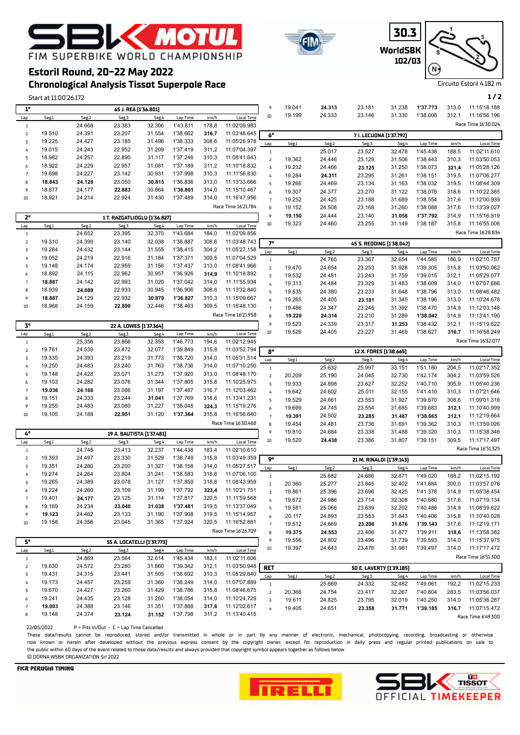# SBK MOTUL FIM SUPERBIKE WORLD CHAMPIONSHIP

## Estoril Round, 20-22 May 2022

## Chronological Analysis Tissot Superpole Race

30.3 WorldSBK 102/03

Circuito Estoril 4.182 m

Start at 11:00'26.172

### 1° 65 J. REA [1'36.801]

| Lap | Seg1 | Seg2 | Seg3 | Seg4 | Lap Time | km/h | Local Time |
|---|---|---|---|---|---|---|---|
| 1 | | 24.668 | 23.383 | 32.306 | 1'43.811 | 178,8 | 11:02'09.983 |
| 2 | 19.510 | 24.391 | 23.207 | 31.554 | 1'38.662 | **316,7** | 11:03'48.645 |
| 3 | 19.225 | 24.427 | 23.185 | 31.496 | 1'38.333 | 308,6 | 11:05'26.978 |
| 4 | 19.015 | 24.243 | 22.952 | 31.209 | 1'37.419 | 311,2 | 11:07'04.397 |
| 5 | 18.982 | 24.257 | 22.890 | 31.117 | 1'37.246 | 310,3 | 11:08'41.643 |
| 6 | 18.922 | 24.229 | 22.957 | 31.081 | 1'37.189 | 311,2 | 11:10'18.832 |
| 7 | 19.698 | 24.227 | 23.142 | 30.931 | 1'37.998 | 310,3 | 11:11'56.830 |
| 8 | **18.843** | **24.128** | 23.050 | **30.815** | 1'36.836 | 313,0 | 11:13'33.666 |
| 9 | 18.877 | 24.177 | **22.883** | 30.864 | **1'36.801** | 314,0 | 11:15'10.467 |
| 10 | 18.921 | 24.214 | 22.924 | 31.430 | 1'37.489 | 314,0 | 11:16'47.956 |

Race Time 16'21.784

### 2° 1 T. RAZGATLIOGLU [1'36.827]

| Lap | Seg1 | Seg2 | Seg3 | Seg4 | Lap Time | km/h | Local Time |
|---|---|---|---|---|---|---|---|
| 1 | | 24.652 | 23.395 | 32.370 | 1'43.684 | 184,0 | 11:02'09.856 |
| 2 | 19.310 | 24.399 | 23.140 | 32.038 | 1'38.887 | 308,6 | 11:03'48.743 |
| 3 | 19.284 | 24.432 | 23.144 | 31.555 | 1'38.415 | 304,2 | 11:05'27.158 |
| 4 | 19.052 | 24.219 | 22.916 | 31.184 | 1'37.371 | 309,5 | 11:07'04.529 |
| 5 | 19.148 | 24.174 | 22.959 | 31.156 | 1'37.437 | 313,0 | 11:08'41.966 |
| 6 | 18.892 | 24.115 | 22.962 | 30.957 | 1'36.926 | **314,9** | 11:10'18.892 |
| 7 | **18.887** | 24.142 | 22.993 | 31.020 | 1'37.042 | 314,0 | 11:11'55.934 |
| 8 | 18.939 | **24.089** | 22.933 | 30.945 | 1'36.906 | 308,6 | 11:13'32.840 |
| 9 | **18.887** | 24.129 | 22.932 | **30.879** | **1'36.827** | 310,3 | 11:15'09.667 |
| 10 | 18.968 | 24.159 | **22.890** | 32.446 | 1'38.463 | 309,5 | 11:16'48.130 |

Race Time 16'21.958

### 3° 22 A. LOWES [1'37.364]

| Lap | Seg1 | Seg2 | Seg3 | Seg4 | Lap Time | km/h | Local Time |
|---|---|---|---|---|---|---|---|
| 1 | | 25.356 | 23.866 | 32.353 | 1'46.773 | 194,6 | 11:02'12.945 |
| 2 | 19.761 | 24.539 | 23.472 | 32.077 | 1'39.849 | 315,8 | 11:03'52.794 |
| 3 | 19.335 | 24.393 | 23.219 | 31.773 | 1'38.720 | 314,0 | 11:05'31.514 |
| 4 | 19.250 | 24.483 | 23.240 | 31.763 | 1'38.736 | 314,0 | 11:07'10.250 |
| 5 | 19.148 | 24.428 | 23.071 | 31.273 | 1'37.920 | 313,0 | 11:08'48.170 |
| 6 | 19.103 | 24.282 | 23.076 | 31.344 | 1'37.805 | 315,8 | 11:10'25.975 |
| 7 | **19.036** | **24.168** | 23.086 | 31.197 | 1'37.487 | 316,7 | 11:12'03.462 |
| 8 | 19.151 | 24.333 | 23.244 | **31.041** | 1'37.769 | 318,6 | 11:13'41.231 |
| 9 | 19.255 | 24.483 | 23.080 | 31.227 | 1'38.045 | **324,3** | 11:15'19.276 |
| 10 | 19.105 | 24.188 | **22.951** | 31.120 | **1'37.364** | 315,8 | 11:16'56.640 |

Race Time 16'30.468

### 4° 19 A. BAUTISTA [1'37.481]

| Lap | Seg1 | Seg2 | Seg3 | Seg4 | Lap Time | km/h | Local Time |
|---|---|---|---|---|---|---|---|
| 1 | | 24.745 | 23.413 | 32.237 | 1'44.438 | 183,4 | 11:02'10.610 |
| 2 | 19.393 | 24.497 | 23.330 | 31.529 | 1'38.749 | 315,8 | 11:03'49.359 |
| 3 | 19.351 | 24.280 | 23.200 | 31.327 | 1'38.158 | 314,0 | 11:05'27.517 |
| 4 | 19.274 | 24.264 | 23.804 | 31.241 | 1'38.583 | 318,6 | 11:07'06.100 |
| 5 | 19.265 | 24.389 | 23.078 | 31.127 | 1'37.859 | 318,6 | 11:08'43.959 |
| 6 | 19.224 | 24.260 | 23.109 | 31.199 | 1'37.792 | **323,4** | 11:10'21.751 |
| 7 | 19.401 | **24.177** | 23.125 | 31.114 | 1'37.817 | 320,5 | 11:11'59.568 |
| 8 | 19.169 | 24.234 | **23.040** | **31.038** | **1'37.481** | 319,5 | 11:13'37.049 |
| 9 | **19.123** | 24.462 | 23.133 | 31.190 | 1'37.908 | 319,5 | 11:15'14.957 |
| 10 | 19.158 | 24.356 | 23.045 | 31.365 | 1'37.924 | 320,5 | 11:16'52.881 |

Race Time 16'26.709

### 5° 55 A. LOCATELLI [1'37.773]

| Lap | Seg1 | Seg2 | Seg3 | Seg4 | Lap Time | km/h | Local Time |
|---|---|---|---|---|---|---|---|
| 1 | | 24.869 | 23.564 | 32.614 | 1'45.434 | 183,1 | 11:02'11.606 |
| 2 | 19.630 | 24.572 | 23.280 | 31.860 | 1'39.342 | 312,1 | 11:03'50.948 |
| 3 | 19.431 | 24.315 | 23.441 | 31.505 | 1'38.692 | 310,3 | 11:05'29.640 |
| 4 | 19.173 | 24.457 | 23.259 | 31.360 | 1'38.249 | 314,0 | 11:07'07.889 |
| 5 | 19.670 | 24.427 | 23.260 | 31.429 | 1'38.786 | 315,8 | 11:08'46.675 |
| 6 | 19.241 | 24.435 | 23.128 | 31.250 | 1'38.054 | 314,0 | 11:10'24.729 |
| 7 | **19.003** | 24.388 | 23.146 | 31.351 | 1'37.888 | **317,6** | 11:12'02.617 |
| 8 | 19.148 | 24.374 | **23.124** | **31.152** | 1'37.798 | 311,2 | 11:13'40.415 |
| 9 | 19.041 | **24.313** | 23.181 | 31.238 | **1'37.773** | 313,0 | 11:15'18.188 |
| 10 | 19.199 | 24.333 | 23.146 | 31.330 | 1'38.008 | 312,1 | 11:16'56.196 |

Race Time 16'30.024

### 6° 7 I. LECUONA [1'37.792]

| Lap | Seg1 | Seg2 | Seg3 | Seg4 | Lap Time | km/h | Local Time |
|---|---|---|---|---|---|---|---|
| 1 | | 25.017 | 23.527 | 32.478 | 1'45.438 | 188,5 | 11:02'11.610 |
| 2 | 19.362 | 24.446 | 23.129 | 31.506 | 1'38.443 | 310,3 | 11:03'50.053 |
| 3 | 19.232 | 24.466 | **23.125** | 31.250 | 1'38.073 | **321,4** | 11:05'28.126 |
| 4 | 19.284 | **24.311** | 23.295 | 31.261 | 1'38.151 | 319,5 | 11:07'06.277 |
| 5 | 19.266 | 24.469 | 23.134 | 31.163 | 1'38.032 | 319,5 | 11:08'44.309 |
| 6 | 19.307 | 24.377 | 23.270 | 31.122 | 1'38.076 | 318,6 | 11:10'22.385 |
| 7 | 19.252 | 24.425 | 23.188 | 31.689 | 1'38.554 | 317,6 | 11:12'00.939 |
| 8 | 19.152 | 24.508 | 23.168 | 31.260 | 1'38.088 | 317,6 | 11:13'39.027 |
| 9 | **19.150** | 24.444 | 23.140 | **31.058** | **1'37.792** | 314,9 | 11:15'16.819 |
| 10 | 19.323 | 24.460 | 23.255 | 31.149 | 1'38.187 | 315,8 | 11:16'55.006 |

Race Time 16'28.834

### 7° 45 S. REDDING [1'38.042]

| Lap | Seg1 | Seg2 | Seg3 | Seg4 | Lap Time | km/h | Local Time |
|---|---|---|---|---|---|---|---|
| 1 | | 24.765 | 23.367 | 32.654 | 1'44.585 | 186,9 | 11:02'10.757 |
| 2 | 19.470 | 24.654 | 23.253 | 31.928 | 1'39.305 | 315,8 | 11:03'50.062 |
| 3 | 19.532 | 24.481 | 23.243 | 31.759 | 1'39.015 | 312,1 | 11:05'29.077 |
| 4 | 19.313 | 24.484 | 23.329 | 31.483 | 1'38.609 | 314,0 | 11:07'07.686 |
| 5 | 19.535 | 24.380 | 23.233 | 31.648 | 1'38.796 | 313,0 | 11:08'46.482 |
| 6 | 19.265 | 24.405 | **23.181** | 31.345 | 1'38.196 | 313,0 | 11:10'24.678 |
| 7 | 19.486 | 24.347 | 23.245 | 31.392 | 1'38.470 | 314,9 | 11:12'03.148 |
| 8 | **19.229** | **24.314** | 23.210 | 31.289 | **1'38.042** | 314,9 | 11:13'41.190 |
| 9 | 19.523 | 24.339 | 23.317 | **31.253** | 1'38.432 | 312,1 | 11:15'19.622 |
| 10 | 19.526 | 24.405 | 23.227 | 31.469 | 1'38.627 | **316,7** | 11:16'58.249 |

Race Time 16'32.077

### 8° 12 X. FORES [1'38.665]

| Lap | Seg1 | Seg2 | Seg3 | Seg4 | Lap Time | km/h | Local Time |
|---|---|---|---|---|---|---|---|
| 1 | | 25.632 | 25.997 | 33.151 | 1'51.180 | 204,5 | 11:02'17.352 |
| 2 | 20.209 | 25.190 | 24.045 | 32.730 | 1'42.174 | 304,2 | 11:03'59.526 |
| 3 | 19.933 | 24.898 | 23.627 | 32.252 | 1'40.710 | 305,9 | 11:05'40.236 |
| 4 | 19.642 | 24.602 | 25.011 | 32.155 | 1'41.410 | 310,3 | 11:07'21.646 |
| 5 | 19.529 | 24.661 | 23.553 | 31.927 | 1'39.670 | 308,6 | 11:09'01.316 |
| 6 | 19.699 | 24.745 | 23.554 | 31.685 | 1'39.683 | **312,1** | 11:10'40.999 |
| 7 | **19.391** | 24.502 | **23.285** | **31.487** | **1'38.665** | **312,1** | 11:12'19.664 |
| 8 | 19.454 | 24.481 | 23.736 | 31.691 | 1'39.362 | 310,3 | 11:13'59.026 |
| 9 | 19.810 | 24.684 | 23.338 | 31.488 | 1'39.320 | 310,3 | 11:15'38.346 |
| 10 | 19.520 | **24.438** | 23.386 | 31.807 | 1'39.151 | 309,5 | 11:17'17.497 |

Race Time 16'51.325

### 9° 21 M. RINALDI [1'39.143]

| Lap | Seg1 | Seg2 | Seg3 | Seg4 | Lap Time | km/h | Local Time |
|---|---|---|---|---|---|---|---|
| 1 | | 25.682 | 24.686 | 32.871 | 1'49.020 | 188,2 | 11:02'15.192 |
| 2 | 20.360 | 25.277 | 23.845 | 32.402 | 1'41.884 | 300,0 | 11:03'57.076 |
| 3 | 19.861 | 25.396 | 23.696 | 32.425 | 1'41.378 | 314,9 | 11:05'38.454 |
| 4 | 19.672 | 24.986 | 23.714 | 32.308 | 1'40.680 | 317,6 | 11:07'19.134 |
| 5 | 19.581 | 25.066 | 23.639 | 32.202 | 1'40.488 | 314,9 | 11:08'59.622 |
| 6 | 20.117 | 24.893 | 23.553 | 31.843 | 1'40.406 | 315,8 | 11:10'40.028 |
| 7 | 19.512 | 24.669 | **23.286** | **31.676** | **1'39.143** | 317,6 | 11:12'19.171 |
| 8 | **19.375** | **24.553** | 23.406 | 31.877 | 1'39.211 | **318,6** | 11:13'58.382 |
| 9 | 19.556 | 24.802 | 23.496 | 31.739 | 1'39.593 | 314,0 | 11:15'37.975 |
| 10 | 19.397 | 24.643 | 23.476 | 31.981 | 1'39.497 | 314,0 | 11:17'17.472 |

Race Time 16'51.300

### RET 50 E. LAVERTY [1'39.185]

| Lap | Seg1 | Seg2 | Seg3 | Seg4 | Lap Time | km/h | Local Time |
|---|---|---|---|---|---|---|---|
| 1 | | 25.669 | 24.332 | 32.482 | 1'49.061 | 192,2 | 11:02'15.233 |
| 2 | 20.366 | 24.754 | 23.417 | 32.267 | 1'40.804 | 283,5 | 11:03'56.037 |
| 3 | 19.611 | 24.825 | 23.795 | 32.019 | 1'40.250 | 314,0 | 11:05'36.287 |
| 4 | 19.405 | 24.651 | **23.358** | **31.771** | **1'39.185** | **316,7** | 11:07'15.472 |

Race Time 6'49.300

22/05/2022 P = Pits In/Out - C = Lap Time Cancelled

These data/results cannot be reproduced, stored and/or transmitted in whole or in part by any manner of electronic, mechanical, photocopying, recording, broadcasting or otherwise now known or herein after developed without the previous express consent by the copyright owner, except for reproduction in daily press and regular printed publications on sale to the public within 60 days of the event related to those data/results and always provided that copyright symbol appears together as follows below.

© DORNA WSBK ORGANIZATION Srl 2022

FICR PERUGIA TIMING — PIRELLI — SBK TISSOT OFFICIAL TIMEKEEPER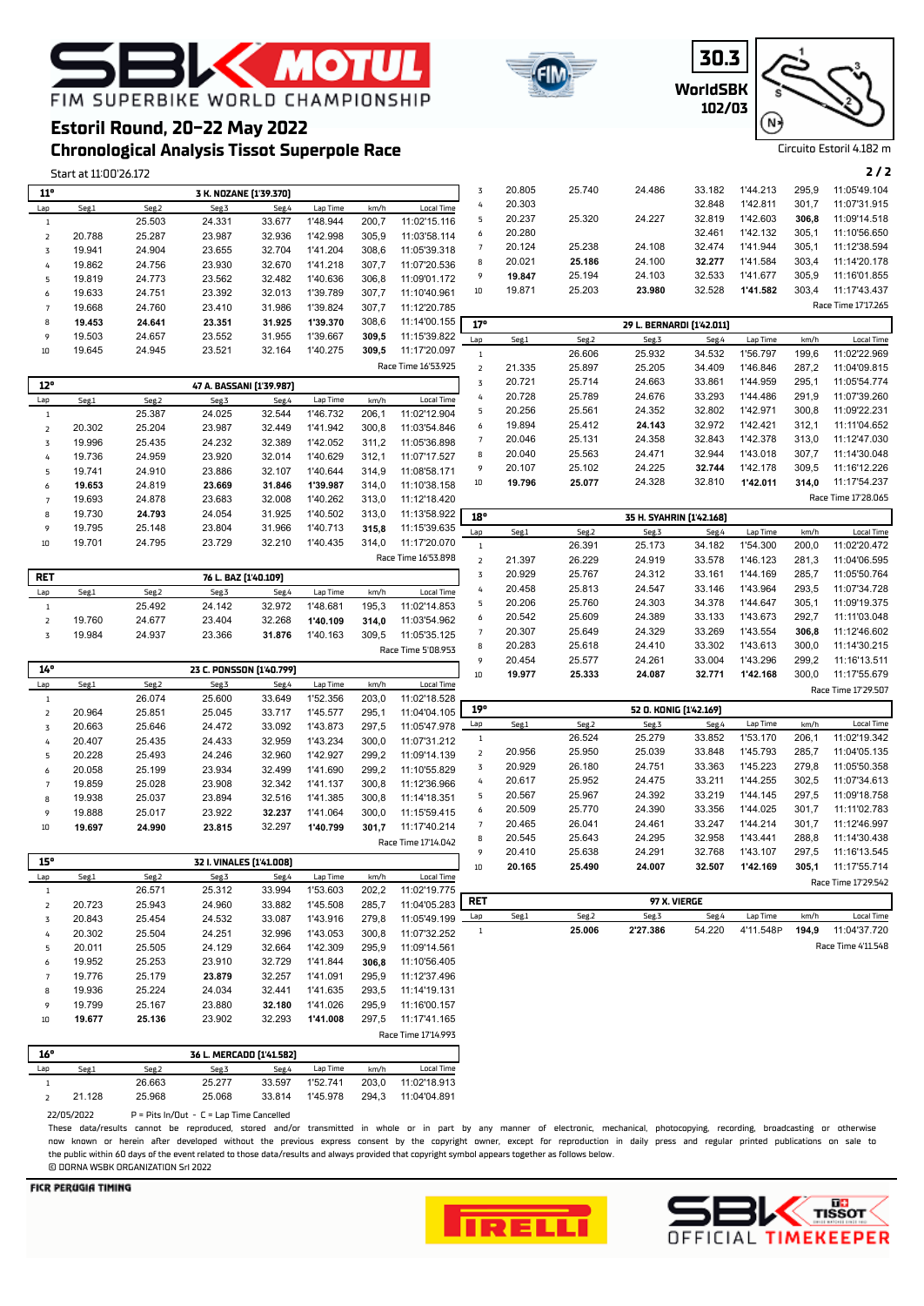# FIM SUPERBIKE WORLD CHAMPIONSHIP

## Estoril Round, 20-22 May 2022

## Chronological Analysis Tissot Superpole Race

30.3 WorldSBK 102/03

Circuito Estoril 4.182 m

Start at 11:00'26.172

**11° — 3 K. NOZANE [1'39.370]**

| Lap | Seg1 | Seg2 | Seg3 | Seg4 | Lap Time | km/h | Local Time |
|---|---|---|---|---|---|---|---|
| 1 | | 25.503 | 24.331 | 33.677 | 1'48.944 | 200,7 | 11:02'15.116 |
| 2 | 20.788 | 25.287 | 23.987 | 32.936 | 1'42.998 | 305,9 | 11:03'58.114 |
| 3 | 19.941 | 24.904 | 23.655 | 32.704 | 1'41.204 | 308,6 | 11:05'39.318 |
| 4 | 19.862 | 24.756 | 23.930 | 32.670 | 1'41.218 | 307,7 | 11:07'20.536 |
| 5 | 19.819 | 24.773 | 23.562 | 32.482 | 1'40.636 | 306,8 | 11:09'01.172 |
| 6 | 19.633 | 24.751 | 23.392 | 32.013 | 1'39.789 | 307,7 | 11:10'40.961 |
| 7 | 19.668 | 24.760 | 23.410 | 31.986 | 1'39.824 | 307,7 | 11:12'20.785 |
| 8 | **19.453** | **24.641** | **23.351** | **31.925** | **1'39.370** | 308,6 | 11:14'00.155 |
| 9 | 19.503 | 24.657 | 23.552 | 31.955 | 1'39.667 | **309,5** | 11:15'39.822 |
| 10 | 19.645 | 24.945 | 23.521 | 32.164 | 1'40.275 | **309,5** | 11:17'20.097 |

Race Time 16'53.925

**12° — 47 A. BASSANI [1'39.987]**

| Lap | Seg1 | Seg2 | Seg3 | Seg4 | Lap Time | km/h | Local Time |
|---|---|---|---|---|---|---|---|
| 1 | | 25.387 | 24.025 | 32.544 | 1'46.732 | 206,1 | 11:02'12.904 |
| 2 | 20.302 | 25.204 | 23.987 | 32.449 | 1'41.942 | 300,8 | 11:03'54.846 |
| 3 | 19.996 | 25.435 | 24.232 | 32.389 | 1'42.052 | 311,2 | 11:05'36.898 |
| 4 | 19.736 | 24.959 | 23.920 | 32.014 | 1'40.629 | 312,1 | 11:07'17.527 |
| 5 | 19.741 | 24.910 | 23.886 | 32.107 | 1'40.644 | 314,9 | 11:08'58.171 |
| 6 | **19.653** | 24.819 | **23.669** | **31.846** | **1'39.987** | 314,0 | 11:10'38.158 |
| 7 | 19.693 | 24.878 | 23.683 | 32.008 | 1'40.262 | 313,0 | 11:12'18.420 |
| 8 | 19.730 | **24.793** | 24.054 | 31.925 | 1'40.502 | 313,0 | 11:13'58.922 |
| 9 | 19.795 | 25.148 | 23.804 | 31.966 | 1'40.713 | **315,8** | 11:15'39.635 |
| 10 | 19.701 | 24.795 | 23.729 | 32.210 | 1'40.435 | 314,0 | 11:17'20.070 |

Race Time 16'53.898

**RET — 76 L. BAZ [1'40.109]**

| Lap | Seg1 | Seg2 | Seg3 | Seg4 | Lap Time | km/h | Local Time |
|---|---|---|---|---|---|---|---|
| 1 | | 25.492 | 24.142 | 32.972 | 1'48.681 | 195,3 | 11:02'14.853 |
| 2 | 19.760 | 24.677 | 23.404 | 32.268 | **1'40.109** | **314,0** | 11:03'54.962 |
| 3 | 19.984 | 24.937 | 23.366 | **31.876** | 1'40.163 | 309,5 | 11:05'35.125 |

Race Time 5'08.953

**14° — 23 C. PONSSON [1'40.799]**

| Lap | Seg1 | Seg2 | Seg3 | Seg4 | Lap Time | km/h | Local Time |
|---|---|---|---|---|---|---|---|
| 1 | | 26.074 | 25.600 | 33.649 | 1'52.356 | 203,0 | 11:02'18.528 |
| 2 | 20.964 | 25.851 | 25.045 | 33.717 | 1'45.577 | 295,1 | 11:04'04.105 |
| 3 | 20.663 | 25.646 | 24.472 | 33.092 | 1'43.873 | 297,5 | 11:05'47.978 |
| 4 | 20.407 | 25.435 | 24.433 | 32.959 | 1'43.234 | 300,0 | 11:07'31.212 |
| 5 | 20.228 | 25.493 | 24.246 | 32.960 | 1'42.927 | 299,2 | 11:09'14.139 |
| 6 | 20.058 | 25.199 | 23.934 | 32.499 | 1'41.690 | 299,2 | 11:10'55.829 |
| 7 | 19.859 | 25.028 | 23.908 | 32.342 | 1'41.137 | 300,8 | 11:12'36.966 |
| 8 | 19.938 | 25.037 | 23.894 | 32.516 | 1'41.385 | 300,8 | 11:14'18.351 |
| 9 | 19.888 | 25.017 | 23.922 | **32.237** | 1'41.064 | 300,0 | 11:15'59.415 |
| 10 | **19.697** | **24.990** | **23.815** | 32.297 | **1'40.799** | **301,7** | 11:17'40.214 |

Race Time 17'14.042

**15° — 32 I. VINALES [1'41.008]**

| Lap | Seg1 | Seg2 | Seg3 | Seg4 | Lap Time | km/h | Local Time |
|---|---|---|---|---|---|---|---|
| 1 | | 26.571 | 25.312 | 33.994 | 1'53.603 | 202,2 | 11:02'19.775 |
| 2 | 20.723 | 25.943 | 24.960 | 33.882 | 1'45.508 | 285,7 | 11:04'05.283 |
| 3 | 20.843 | 25.454 | 24.532 | 33.087 | 1'43.916 | 279,8 | 11:05'49.199 |
| 4 | 20.302 | 25.504 | 24.251 | 32.996 | 1'43.053 | 300,8 | 11:07'32.252 |
| 5 | 20.011 | 25.505 | 24.129 | 32.664 | 1'42.309 | 295,9 | 11:09'14.561 |
| 6 | 19.952 | 25.253 | 23.910 | 32.729 | 1'41.844 | **306,8** | 11:10'56.405 |
| 7 | 19.776 | 25.179 | **23.879** | 32.257 | 1'41.091 | 295,9 | 11:12'37.496 |
| 8 | 19.936 | 25.224 | 24.034 | 32.441 | 1'41.635 | 293,5 | 11:14'19.131 |
| 9 | 19.799 | 25.167 | 23.880 | **32.180** | 1'41.026 | 295,9 | 11:16'00.157 |
| 10 | **19.677** | **25.136** | 23.902 | 32.293 | **1'41.008** | 297,5 | 11:17'41.165 |

Race Time 17'14.993

**16° — 36 L. MERCADO [1'41.582]**

| Lap | Seg1 | Seg2 | Seg3 | Seg4 | Lap Time | km/h | Local Time |
|---|---|---|---|---|---|---|---|
| 1 | | 26.663 | 25.277 | 33.597 | 1'52.741 | 203,0 | 11:02'18.913 |
| 2 | 21.128 | 25.968 | 25.068 | 33.814 | 1'45.978 | 294,3 | 11:04'04.891 |
| 3 | 20.805 | 25.740 | 24.486 | 33.182 | 1'44.213 | 295,9 | 11:05'49.104 |
| 4 | 20.303 | | | 32.848 | 1'42.811 | 301,7 | 11:07'31.915 |
| 5 | 20.237 | 25.320 | 24.227 | 32.819 | 1'42.603 | **306,8** | 11:09'14.518 |
| 6 | 20.280 | | | 32.461 | 1'42.132 | 305,1 | 11:10'56.650 |
| 7 | 20.124 | 25.238 | 24.108 | 32.474 | 1'41.944 | 305,1 | 11:12'38.594 |
| 8 | 20.021 | **25.186** | 24.100 | **32.277** | 1'41.584 | 303,4 | 11:14'20.178 |
| 9 | **19.847** | 25.194 | 24.103 | 32.533 | 1'41.677 | 305,9 | 11:16'01.855 |
| 10 | 19.871 | 25.203 | **23.980** | 32.528 | **1'41.582** | 303,4 | 11:17'43.437 |

Race Time 17'17.265

**17° — 29 L. BERNARDI [1'42.011]**

| Lap | Seg1 | Seg2 | Seg3 | Seg4 | Lap Time | km/h | Local Time |
|---|---|---|---|---|---|---|---|
| 1 | | 26.606 | 25.932 | 34.532 | 1'56.797 | 199,6 | 11:02'22.969 |
| 2 | 21.335 | 25.897 | 25.205 | 34.409 | 1'46.846 | 287,2 | 11:04'09.815 |
| 3 | 20.721 | 25.714 | 24.663 | 33.861 | 1'44.959 | 295,1 | 11:05'54.774 |
| 4 | 20.728 | 25.789 | 24.676 | 33.293 | 1'44.486 | 291,9 | 11:07'39.260 |
| 5 | 20.256 | 25.561 | 24.352 | 32.802 | 1'42.971 | 300,8 | 11:09'22.231 |
| 6 | 19.894 | 25.412 | **24.143** | 32.972 | 1'42.421 | 312,1 | 11:11'04.652 |
| 7 | 20.046 | 25.131 | 24.358 | 32.843 | 1'42.378 | 313,0 | 11:12'47.030 |
| 8 | 20.040 | 25.563 | 24.471 | 32.944 | 1'43.018 | 307,7 | 11:14'30.048 |
| 9 | 20.107 | 25.102 | 24.225 | **32.744** | 1'42.178 | 309,5 | 11:16'12.226 |
| 10 | **19.796** | **25.077** | 24.328 | 32.810 | **1'42.011** | **314,0** | 11:17'54.237 |

Race Time 17'28.065

**18° — 35 H. SYAHRIN [1'42.168]**

| Lap | Seg1 | Seg2 | Seg3 | Seg4 | Lap Time | km/h | Local Time |
|---|---|---|---|---|---|---|---|
| 1 | | 26.391 | 25.173 | 34.182 | 1'54.300 | 200,0 | 11:02'20.472 |
| 2 | 21.397 | 26.229 | 24.919 | 33.578 | 1'46.123 | 281,3 | 11:04'06.595 |
| 3 | 20.929 | 25.767 | 24.312 | 33.161 | 1'44.169 | 285,7 | 11:05'50.764 |
| 4 | 20.458 | 25.813 | 24.547 | 33.146 | 1'43.964 | 293,5 | 11:07'34.728 |
| 5 | 20.206 | 25.760 | 24.303 | 34.378 | 1'44.647 | 305,1 | 11:09'19.375 |
| 6 | 20.542 | 25.609 | 24.389 | 33.133 | 1'43.673 | 292,7 | 11:11'03.048 |
| 7 | 20.307 | 25.649 | 24.329 | 33.269 | 1'43.554 | **306,8** | 11:12'46.602 |
| 8 | 20.283 | 25.618 | 24.410 | 33.302 | 1'43.613 | 300,0 | 11:14'30.215 |
| 9 | 20.454 | 25.577 | 24.261 | 33.004 | 1'43.296 | 299,2 | 11:16'13.511 |
| 10 | **19.977** | **25.333** | **24.087** | **32.771** | **1'42.168** | 300,0 | 11:17'55.679 |

Race Time 17'29.507

**19° — 52 O. KONIG [1'42.169]**

| Lap | Seg1 | Seg2 | Seg3 | Seg4 | Lap Time | km/h | Local Time |
|---|---|---|---|---|---|---|---|
| 1 | | 26.524 | 25.279 | 33.852 | 1'53.170 | 206,1 | 11:02'19.342 |
| 2 | 20.956 | 25.950 | 25.039 | 33.848 | 1'45.793 | 285,7 | 11:04'05.135 |
| 3 | 20.929 | 26.180 | 24.751 | 33.363 | 1'45.223 | 279,8 | 11:05'50.358 |
| 4 | 20.617 | 25.952 | 24.475 | 33.211 | 1'44.255 | 302,5 | 11:07'34.613 |
| 5 | 20.567 | 25.967 | 24.392 | 33.219 | 1'44.145 | 297,5 | 11:09'18.758 |
| 6 | 20.509 | 25.770 | 24.390 | 33.356 | 1'44.025 | 301,7 | 11:11'02.783 |
| 7 | 20.465 | 26.041 | 24.461 | 33.247 | 1'44.214 | 301,7 | 11:12'46.997 |
| 8 | 20.545 | 25.643 | 24.295 | 32.958 | 1'43.441 | 288,8 | 11:14'30.438 |
| 9 | 20.410 | 25.638 | 24.291 | 32.768 | 1'43.107 | 297,5 | 11:16'13.545 |
| 10 | **20.165** | **25.490** | **24.007** | **32.507** | **1'42.169** | **305,1** | 11:17'55.714 |

Race Time 17'29.542

**RET — 97 X. VIERGE**

| Lap | Seg1 | Seg2 | Seg3 | Seg4 | Lap Time | km/h | Local Time |
|---|---|---|---|---|---|---|---|
| 1 | | **25.006** | **2'27.386** | **54.220** | 4'11.548P | **194,9** | 11:04'37.720 |

Race Time 4'11.548

22/05/2022 P = Pits In/Out - C = Lap Time Cancelled

These data/results cannot be reproduced, stored and/or transmitted in whole or in part by any manner of electronic, mechanical, photocopying, recording, broadcasting or otherwise now known or herein after developed without the previous express consent by the copyright owner, except for reproduction in daily press and regular printed publications on sale to the public within 60 days of the event related to those data/results and always provided that copyright symbol appears together as follows below.
© DORNA WSBK ORGANIZATION Srl 2022

FICR PERUGIA TIMING

SBK TISSOT OFFICIAL TIMEKEEPER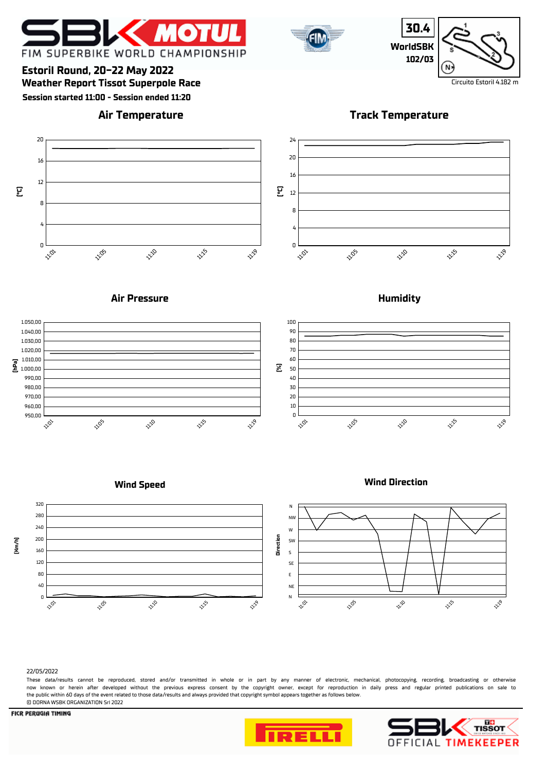# Estoril Round, 20-22 May 2022

## Weather Report Tissot Superpole Race

**Session started 11:00 - Session ended 11:20**

30.4
WorldSBK
102/03

Circuito Estoril 4.182 m

### Air Temperature

[°C]: 0, 4, 8, 12, 16, 20

11:01, 11:05, 11:10, 11:15, 11:19

### Track Temperature

[°C]: 0, 4, 8, 12, 16, 20, 24

11:01, 11:05, 11:10, 11:15, 11:19

### Air Pressure

[hPa]: 950,00, 960,00, 970,00, 980,00, 990,00, 1.000,00, 1.010,00, 1.020,00, 1.030,00, 1.040,00, 1.050,00

11:01, 11:05, 11:10, 11:15, 11:19

### Humidity

[%]: 0, 10, 20, 30, 40, 50, 60, 70, 80, 90, 100

11:01, 11:05, 11:10, 11:15, 11:19

### Wind Speed

[Km/h]: 0, 40, 80, 120, 160, 200, 240, 280, 320

11:01, 11:05, 11:10, 11:15, 11:19

### Wind Direction

Direction: N, NE, E, SE, S, SW, W, NW, N

11:01, 11:05, 11:10, 11:15, 11:19

22/05/2022

These data/results cannot be reproduced, stored and/or transmitted in whole or in part by any manner of electronic, mechanical, photocopying, recording, broadcasting or otherwise now known or herein after developed without the previous express consent by the copyright owner, except for reproduction in daily press and regular printed publications on sale to the public within 60 days of the event related to those data/results and always provided that copyright symbol appears together as follows below.

© DORNA WSBK ORGANIZATION Srl 2022

FICR PERUGIA TIMING

OFFICIAL TIMEKEEPER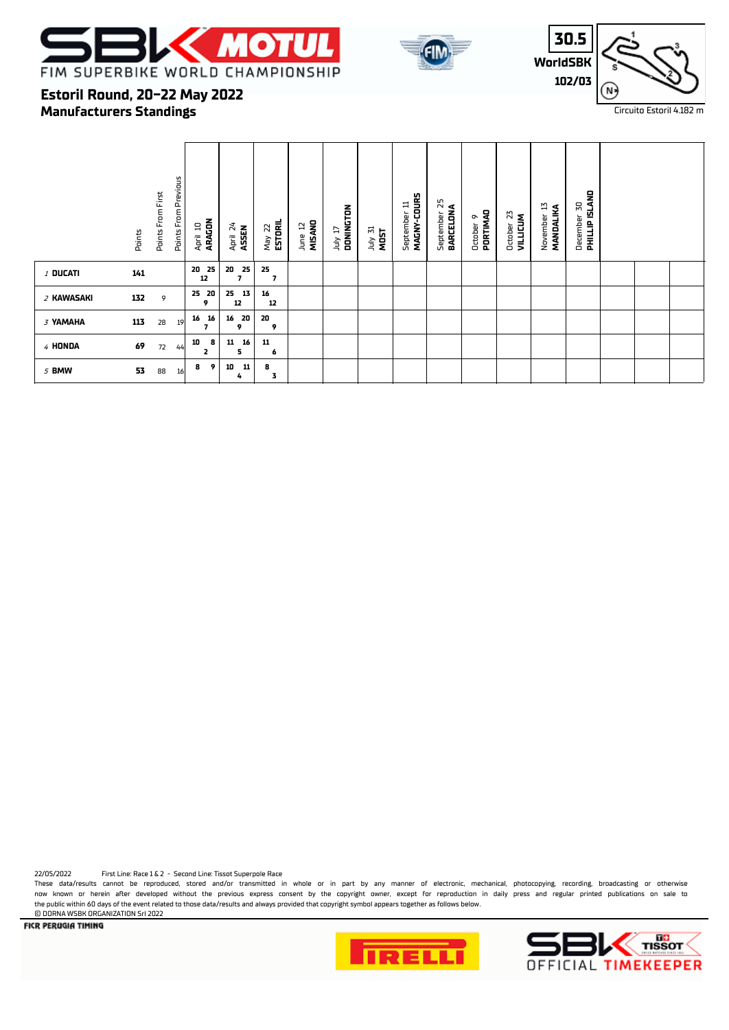# FIM SUPERBIKE WORLD CHAMPIONSHIP

## Estoril Round, 20-22 May 2022
## Manufacturers Standings

30.5
WorldSBK
102/03

Circuito Estoril 4.182 m

| | Points | Points From First | Points From Previous | April 10 ARAGON | April 24 ASSEN | May 22 ESTORIL | June 12 MISANO | July 17 DONINGTON | July 31 MOST | September 11 MAGNY-COURS | September 25 BARCELONA | October 9 PORTIMAO | October 23 VILLICUM | November 13 MANDALIKA | December 30 PHILLIP ISLAND |
|---|---|---|---|---|---|---|---|---|---|---|---|---|---|---|---|
| 1 DUCATI | 141 | | | 20 25 / 12 | 20 25 / 7 | 25 / 7 | | | | | | | | | |
| 2 KAWASAKI | 132 | 9 | | 25 20 / 9 | 25 13 / 12 | 16 / 12 | | | | | | | | | |
| 3 YAMAHA | 113 | 28 | 19 | 16 16 / 7 | 16 20 / 9 | 20 / 9 | | | | | | | | | |
| 4 HONDA | 69 | 72 | 44 | 10 8 / 2 | 11 16 / 5 | 11 / 6 | | | | | | | | | |
| 5 BMW | 53 | 88 | 16 | 8 9 / 4 | 10 11 / 4 | 8 / 3 | | | | | | | | | |

22/05/2022 First Line: Race 1 & 2 - Second Line: Tissot Superpole Race

These data/results cannot be reproduced, stored and/or transmitted in whole or in part by any manner of electronic, mechanical, photocopying, recording, broadcasting or otherwise now known or herein after developed without the previous express consent by the copyright owner, except for reproduction in daily press and regular printed publications on sale to the public within 60 days of the event related to those data/results and always provided that copyright symbol appears together as follows below.
© DORNA WSBK ORGANIZATION Srl 2022

FICR PERUGIA TIMING

SBK OFFICIAL TIMEKEEPER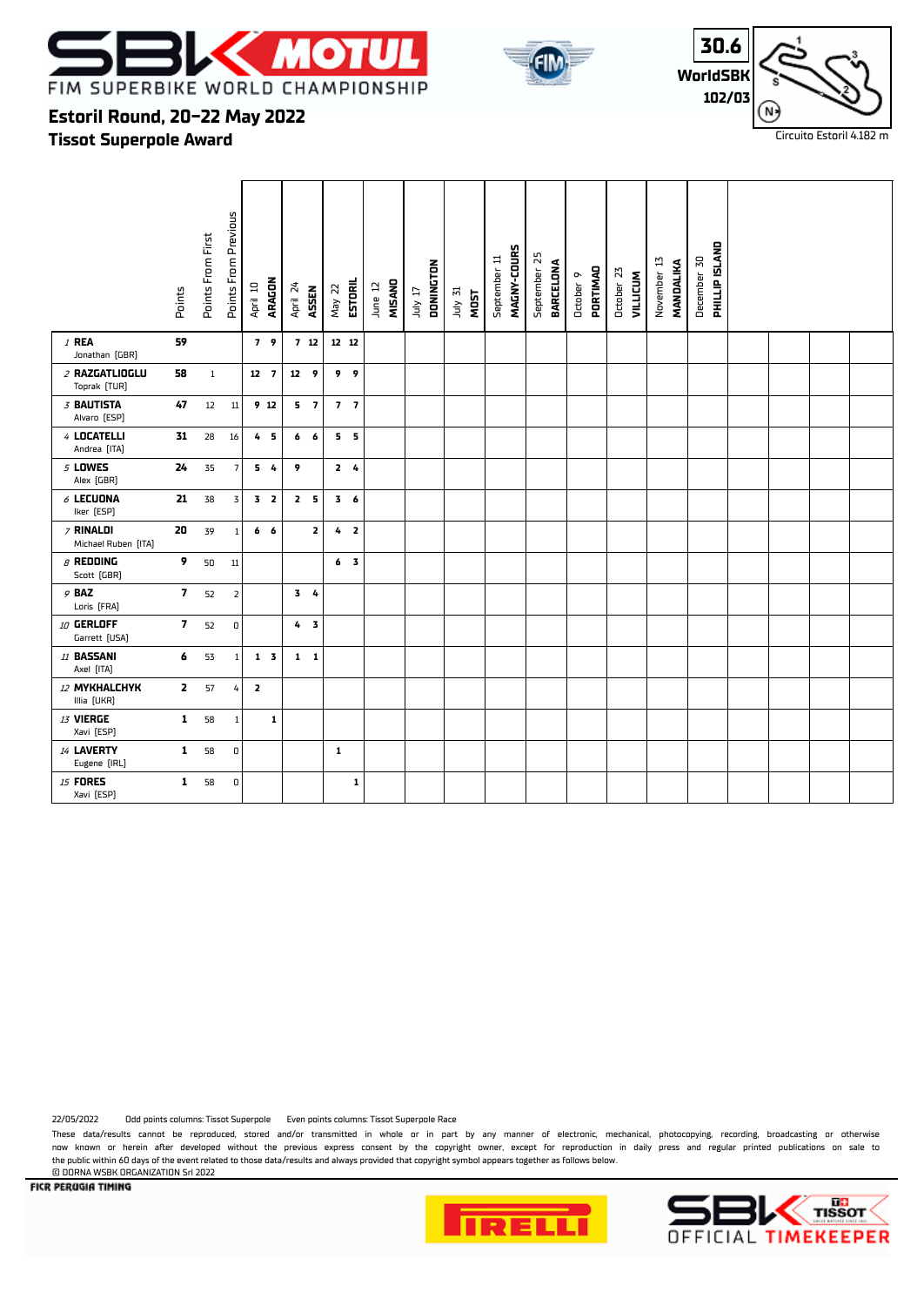# FIM SUPERBIKE WORLD CHAMPIONSHIP

## Estoril Round, 20-22 May 2022

## Tissot Superpole Award

30.6
WorldSBK
102/03

Circuito Estoril 4.182 m

| | Points | Points From First | Points From Previous | April 10 ARAGON | | April 24 ASSEN | | May 22 ESTORIL | | June 12 MISANO | | July 17 DONINGTON | | July 31 MOST | | September 11 MAGNY-COURS | | September 25 BARCELONA | | October 9 PORTIMAO | | October 23 VILLICUM | | November 13 MANDALIKA | | December 30 PHILLIP ISLAND | |
|---|---|---|---|---|---|---|---|---|---|---|---|---|---|---|---|---|---|---|---|---|---|---|---|---|---|---|---|
| 1 REA Jonathan [GBR] | 59 | | | 7 | 9 | 7 | 12 | 12 | 12 | | | | | | | | | | | | | | | | | | |
| 2 RAZGATLIOGLU Toprak [TUR] | 58 | 1 | | 12 | 7 | 12 | 9 | 9 | 9 | | | | | | | | | | | | | | | | | | |
| 3 BAUTISTA Alvaro [ESP] | 47 | 12 | 11 | 9 | 12 | 5 | 7 | 7 | 7 | | | | | | | | | | | | | | | | | | |
| 4 LOCATELLI Andrea [ITA] | 31 | 28 | 16 | 4 | 5 | 6 | 6 | 5 | 5 | | | | | | | | | | | | | | | | | | |
| 5 LOWES Alex [GBR] | 24 | 35 | 7 | 5 | 4 | 9 | | 2 | 4 | | | | | | | | | | | | | | | | | | |
| 6 LECUONA Iker [ESP] | 21 | 38 | 3 | 3 | 2 | 2 | 5 | 3 | 6 | | | | | | | | | | | | | | | | | | |
| 7 RINALDI Michael Ruben [ITA] | 20 | 39 | 1 | 6 | 6 | | 2 | 4 | 2 | | | | | | | | | | | | | | | | | | |
| 8 REDDING Scott [GBR] | 9 | 50 | 11 | | | | | 6 | 3 | | | | | | | | | | | | | | | | | | |
| 9 BAZ Loris [FRA] | 7 | 52 | 2 | | | 3 | 4 | | | | | | | | | | | | | | | | | | | | |
| 10 GERLOFF Garrett [USA] | 7 | 52 | 0 | | | 4 | 3 | | | | | | | | | | | | | | | | | | | | |
| 11 BASSANI Axel [ITA] | 6 | 53 | 1 | 1 | 3 | 1 | 1 | | | | | | | | | | | | | | | | | | | | |
| 12 MYKHALCHYK Illia [UKR] | 2 | 57 | 4 | 2 | | | | | | | | | | | | | | | | | | | | | | | |
| 13 VIERGE Xavi [ESP] | 1 | 58 | 1 | | 1 | | | | | | | | | | | | | | | | | | | | | | |
| 14 LAVERTY Eugene [IRL] | 1 | 58 | 0 | | | | | 1 | | | | | | | | | | | | | | | | | | | |
| 15 FORES Xavi [ESP] | 1 | 58 | 0 | | | | | | 1 | | | | | | | | | | | | | | | | | | |

22/05/2022 Odd points columns: Tissot Superpole Even points columns: Tissot Superpole Race

These data/results cannot be reproduced, stored and/or transmitted in whole or in part by any manner of electronic, mechanical, photocopying, recording, broadcasting or otherwise now known or herein after developed without the previous express consent by the copyright owner, except for reproduction in daily press and regular printed publications on sale to the public within 60 days of the event related to those data/results and always provided that copyright symbol appears together as follows below.
© DORNA WSBK ORGANIZATION Srl 2022

FICR PERUGIA TIMING

SBK OFFICIAL TIMEKEEPER